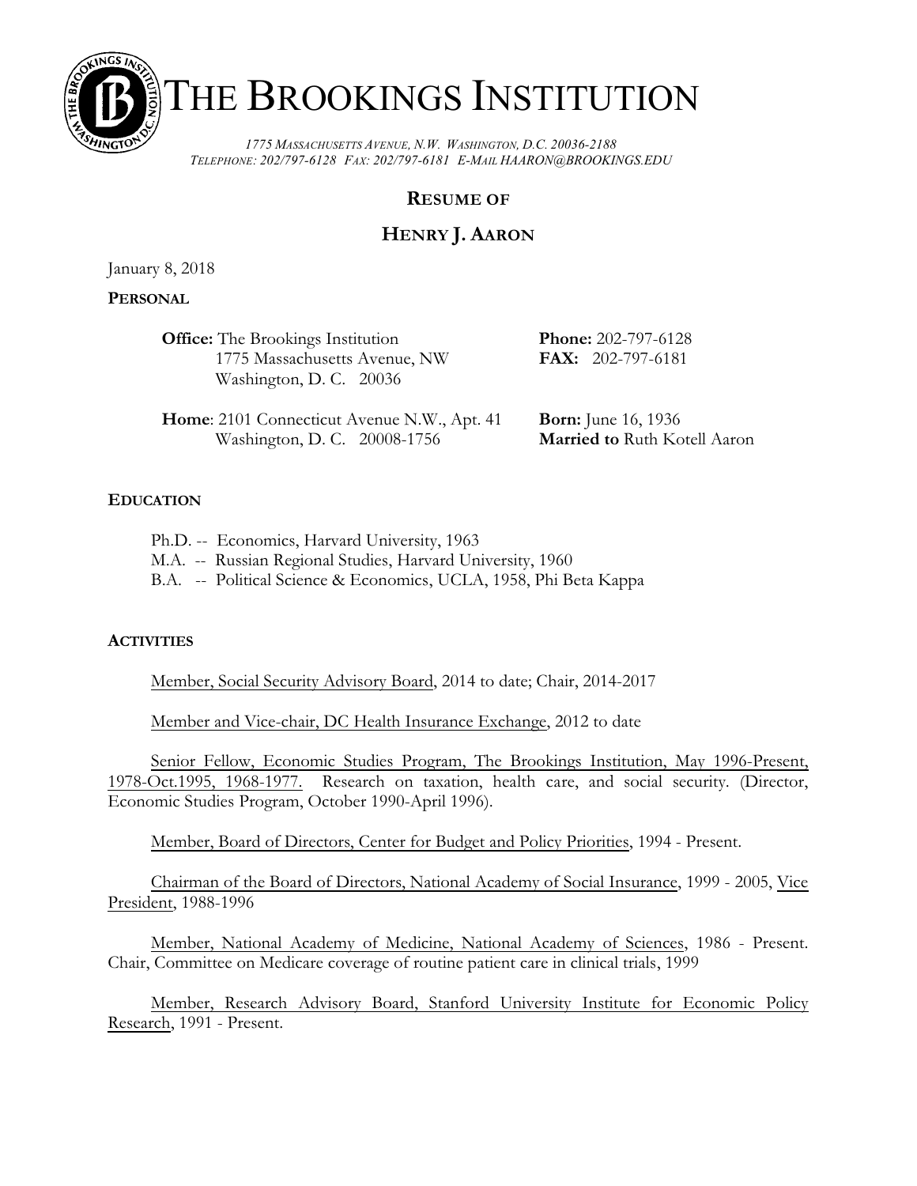# THE BROOKINGS INSTITUTION

*1775 MASSACHUSETTS AVENUE, N.W. WASHINGTON, D.C. 20036-2188*
*TELEPHONE: 202/797-6128 FAX: 202/797-6181 E-MAIL HAARON@BROOKINGS.EDU*

## RESUME OF

## HENRY J. AARON

January 8, 2018

**PERSONAL**

**Office:** The Brookings Institution
1775 Massachusetts Avenue, NW
Washington, D. C. 20036

**Phone:** 202-797-6128
**FAX:** 202-797-6181

**Home**: 2101 Connecticut Avenue N.W., Apt. 41
Washington, D. C. 20008-1756

**Born:** June 16, 1936
**Married to** Ruth Kotell Aaron

**EDUCATION**

Ph.D. -- Economics, Harvard University, 1963
M.A. -- Russian Regional Studies, Harvard University, 1960
B.A. -- Political Science & Economics, UCLA, 1958, Phi Beta Kappa

**ACTIVITIES**

Member, Social Security Advisory Board, 2014 to date; Chair, 2014-2017

Member and Vice-chair, DC Health Insurance Exchange, 2012 to date

Senior Fellow, Economic Studies Program, The Brookings Institution, May 1996-Present, 1978-Oct.1995, 1968-1977. Research on taxation, health care, and social security. (Director, Economic Studies Program, October 1990-April 1996).

Member, Board of Directors, Center for Budget and Policy Priorities, 1994 - Present.

Chairman of the Board of Directors, National Academy of Social Insurance, 1999 - 2005, Vice President, 1988-1996

Member, National Academy of Medicine, National Academy of Sciences, 1986 - Present. Chair, Committee on Medicare coverage of routine patient care in clinical trials, 1999

Member, Research Advisory Board, Stanford University Institute for Economic Policy Research, 1991 - Present.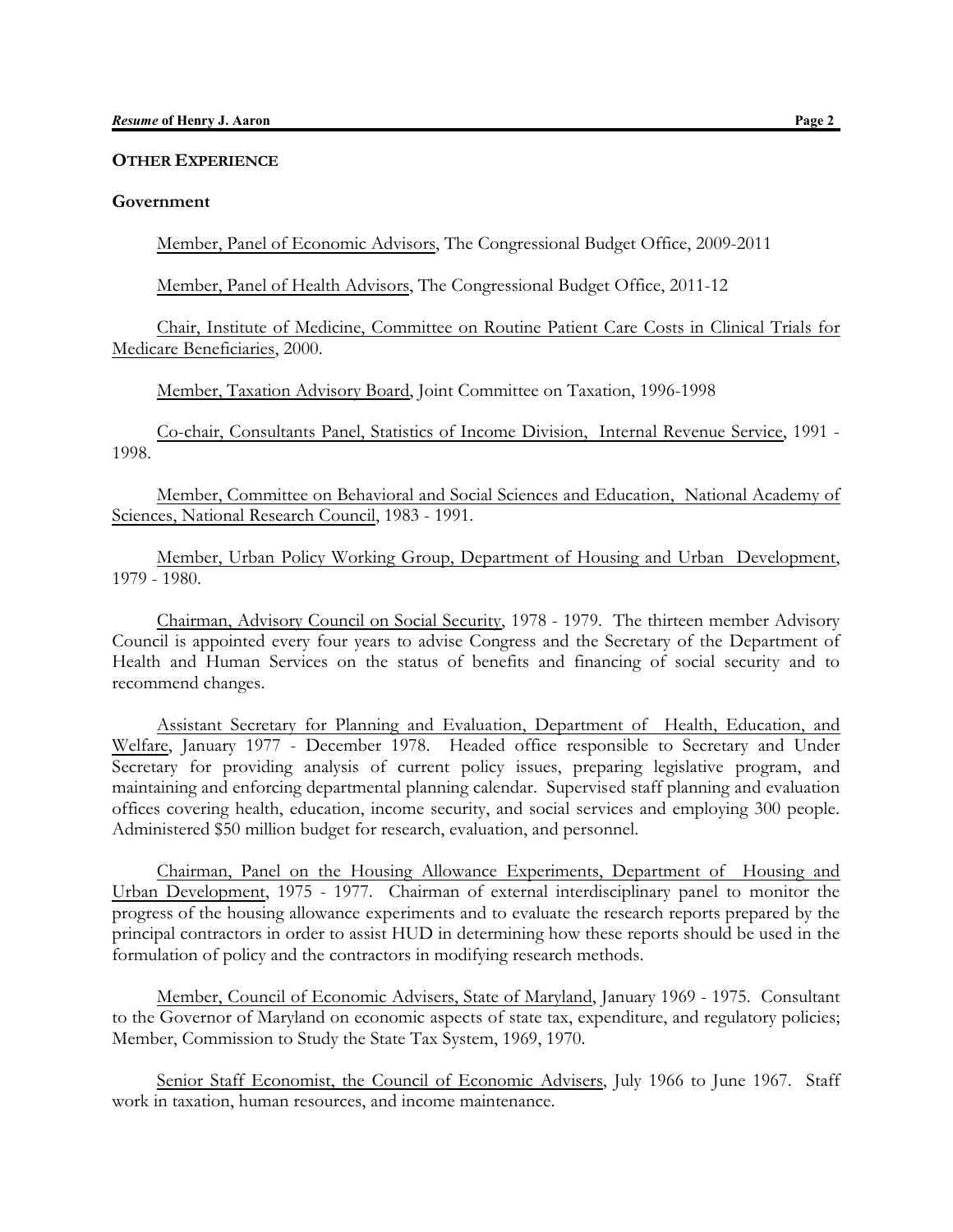## OTHER EXPERIENCE

### Government

Member, Panel of Economic Advisors, The Congressional Budget Office, 2009-2011

Member, Panel of Health Advisors, The Congressional Budget Office, 2011-12

Chair, Institute of Medicine, Committee on Routine Patient Care Costs in Clinical Trials for Medicare Beneficiaries, 2000.

Member, Taxation Advisory Board, Joint Committee on Taxation, 1996-1998

Co-chair, Consultants Panel, Statistics of Income Division, Internal Revenue Service, 1991 - 1998.

Member, Committee on Behavioral and Social Sciences and Education, National Academy of Sciences, National Research Council, 1983 - 1991.

Member, Urban Policy Working Group, Department of Housing and Urban Development, 1979 - 1980.

Chairman, Advisory Council on Social Security, 1978 - 1979. The thirteen member Advisory Council is appointed every four years to advise Congress and the Secretary of the Department of Health and Human Services on the status of benefits and financing of social security and to recommend changes.

Assistant Secretary for Planning and Evaluation, Department of Health, Education, and Welfare, January 1977 - December 1978. Headed office responsible to Secretary and Under Secretary for providing analysis of current policy issues, preparing legislative program, and maintaining and enforcing departmental planning calendar. Supervised staff planning and evaluation offices covering health, education, income security, and social services and employing 300 people. Administered $50 million budget for research, evaluation, and personnel.

Chairman, Panel on the Housing Allowance Experiments, Department of Housing and Urban Development, 1975 - 1977. Chairman of external interdisciplinary panel to monitor the progress of the housing allowance experiments and to evaluate the research reports prepared by the principal contractors in order to assist HUD in determining how these reports should be used in the formulation of policy and the contractors in modifying research methods.

Member, Council of Economic Advisers, State of Maryland, January 1969 - 1975. Consultant to the Governor of Maryland on economic aspects of state tax, expenditure, and regulatory policies; Member, Commission to Study the State Tax System, 1969, 1970.

Senior Staff Economist, the Council of Economic Advisers, July 1966 to June 1967. Staff work in taxation, human resources, and income maintenance.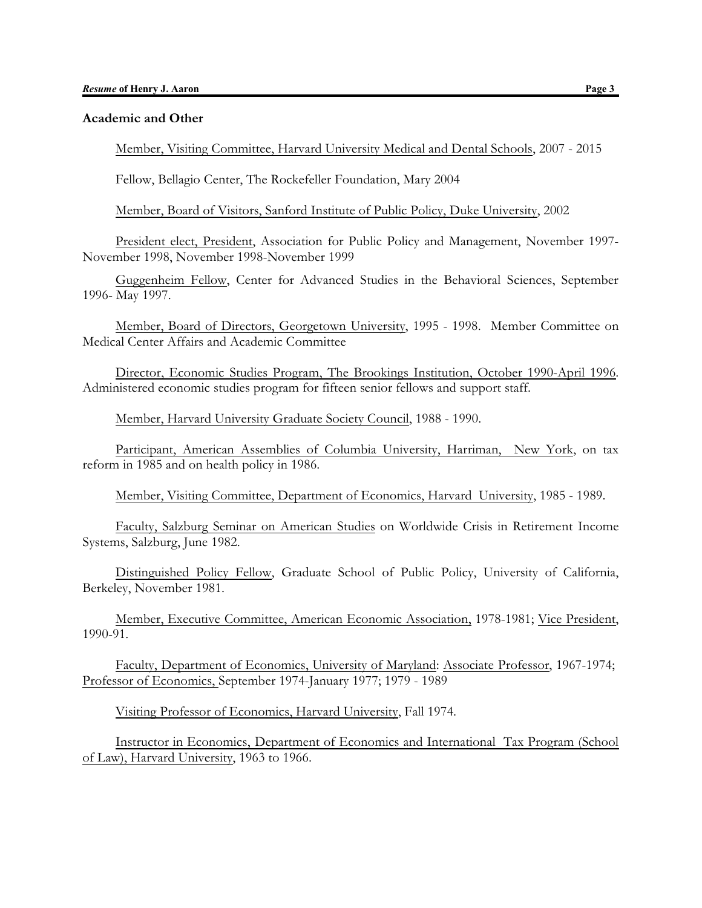## Academic and Other

Member, Visiting Committee, Harvard University Medical and Dental Schools, 2007 - 2015

Fellow, Bellagio Center, The Rockefeller Foundation, Mary 2004

Member, Board of Visitors, Sanford Institute of Public Policy, Duke University, 2002

President elect, President, Association for Public Policy and Management, November 1997-November 1998, November 1998-November 1999

Guggenheim Fellow, Center for Advanced Studies in the Behavioral Sciences, September 1996- May 1997.

Member, Board of Directors, Georgetown University, 1995 - 1998. Member Committee on Medical Center Affairs and Academic Committee

Director, Economic Studies Program, The Brookings Institution, October 1990-April 1996. Administered economic studies program for fifteen senior fellows and support staff.

Member, Harvard University Graduate Society Council, 1988 - 1990.

Participant, American Assemblies of Columbia University, Harriman, New York, on tax reform in 1985 and on health policy in 1986.

Member, Visiting Committee, Department of Economics, Harvard University, 1985 - 1989.

Faculty, Salzburg Seminar on American Studies on Worldwide Crisis in Retirement Income Systems, Salzburg, June 1982.

Distinguished Policy Fellow, Graduate School of Public Policy, University of California, Berkeley, November 1981.

Member, Executive Committee, American Economic Association, 1978-1981; Vice President, 1990-91.

Faculty, Department of Economics, University of Maryland: Associate Professor, 1967-1974; Professor of Economics, September 1974-January 1977; 1979 - 1989

Visiting Professor of Economics, Harvard University, Fall 1974.

Instructor in Economics, Department of Economics and International Tax Program (School of Law), Harvard University, 1963 to 1966.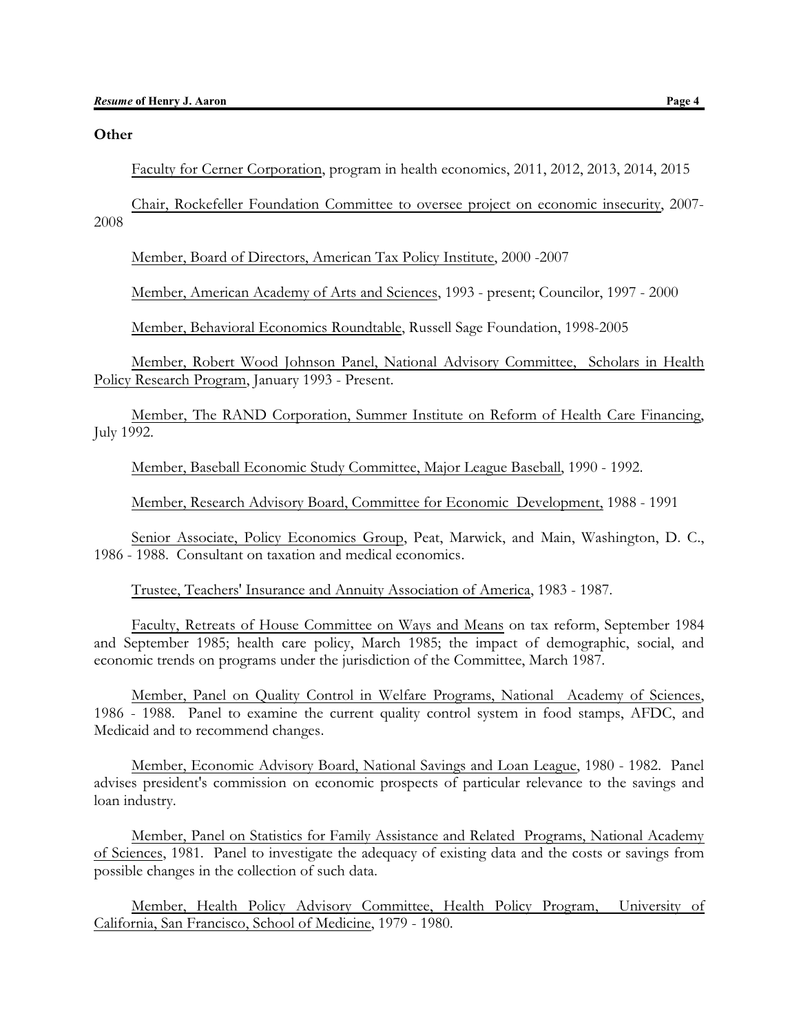**Other**

Faculty for Cerner Corporation, program in health economics, 2011, 2012, 2013, 2014, 2015

Chair, Rockefeller Foundation Committee to oversee project on economic insecurity, 2007-2008

Member, Board of Directors, American Tax Policy Institute, 2000 -2007

Member, American Academy of Arts and Sciences, 1993 - present; Councilor, 1997 - 2000

Member, Behavioral Economics Roundtable, Russell Sage Foundation, 1998-2005

Member, Robert Wood Johnson Panel, National Advisory Committee, Scholars in Health Policy Research Program, January 1993 - Present.

Member, The RAND Corporation, Summer Institute on Reform of Health Care Financing, July 1992.

Member, Baseball Economic Study Committee, Major League Baseball, 1990 - 1992.

Member, Research Advisory Board, Committee for Economic Development, 1988 - 1991

Senior Associate, Policy Economics Group, Peat, Marwick, and Main, Washington, D. C., 1986 - 1988. Consultant on taxation and medical economics.

Trustee, Teachers' Insurance and Annuity Association of America, 1983 - 1987.

Faculty, Retreats of House Committee on Ways and Means on tax reform, September 1984 and September 1985; health care policy, March 1985; the impact of demographic, social, and economic trends on programs under the jurisdiction of the Committee, March 1987.

Member, Panel on Quality Control in Welfare Programs, National Academy of Sciences, 1986 - 1988. Panel to examine the current quality control system in food stamps, AFDC, and Medicaid and to recommend changes.

Member, Economic Advisory Board, National Savings and Loan League, 1980 - 1982. Panel advises president's commission on economic prospects of particular relevance to the savings and loan industry.

Member, Panel on Statistics for Family Assistance and Related Programs, National Academy of Sciences, 1981. Panel to investigate the adequacy of existing data and the costs or savings from possible changes in the collection of such data.

Member, Health Policy Advisory Committee, Health Policy Program, University of California, San Francisco, School of Medicine, 1979 - 1980.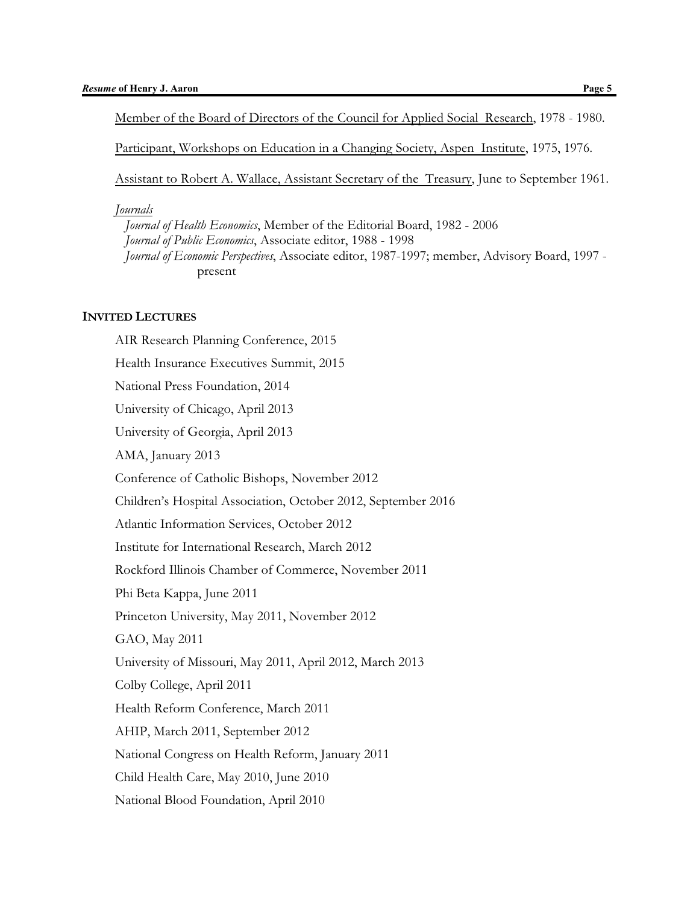<u>Member of the Board of Directors of the Council for Applied Social Research</u>, 1978 - 1980.

<u>Participant, Workshops on Education in a Changing Society, Aspen Institute</u>, 1975, 1976.

<u>Assistant to Robert A. Wallace, Assistant Secretary of the Treasury</u>, June to September 1961.

*Journals*

*Journal of Health Economics*, Member of the Editorial Board, 1982 - 2006
*Journal of Public Economics*, Associate editor, 1988 - 1998
*Journal of Economic Perspectives*, Associate editor, 1987-1997; member, Advisory Board, 1997 - present

## INVITED LECTURES

AIR Research Planning Conference, 2015

Health Insurance Executives Summit, 2015

National Press Foundation, 2014

University of Chicago, April 2013

University of Georgia, April 2013

AMA, January 2013

Conference of Catholic Bishops, November 2012

Children's Hospital Association, October 2012, September 2016

Atlantic Information Services, October 2012

Institute for International Research, March 2012

Rockford Illinois Chamber of Commerce, November 2011

Phi Beta Kappa, June 2011

Princeton University, May 2011, November 2012

GAO, May 2011

University of Missouri, May 2011, April 2012, March 2013

Colby College, April 2011

Health Reform Conference, March 2011

AHIP, March 2011, September 2012

National Congress on Health Reform, January 2011

Child Health Care, May 2010, June 2010

National Blood Foundation, April 2010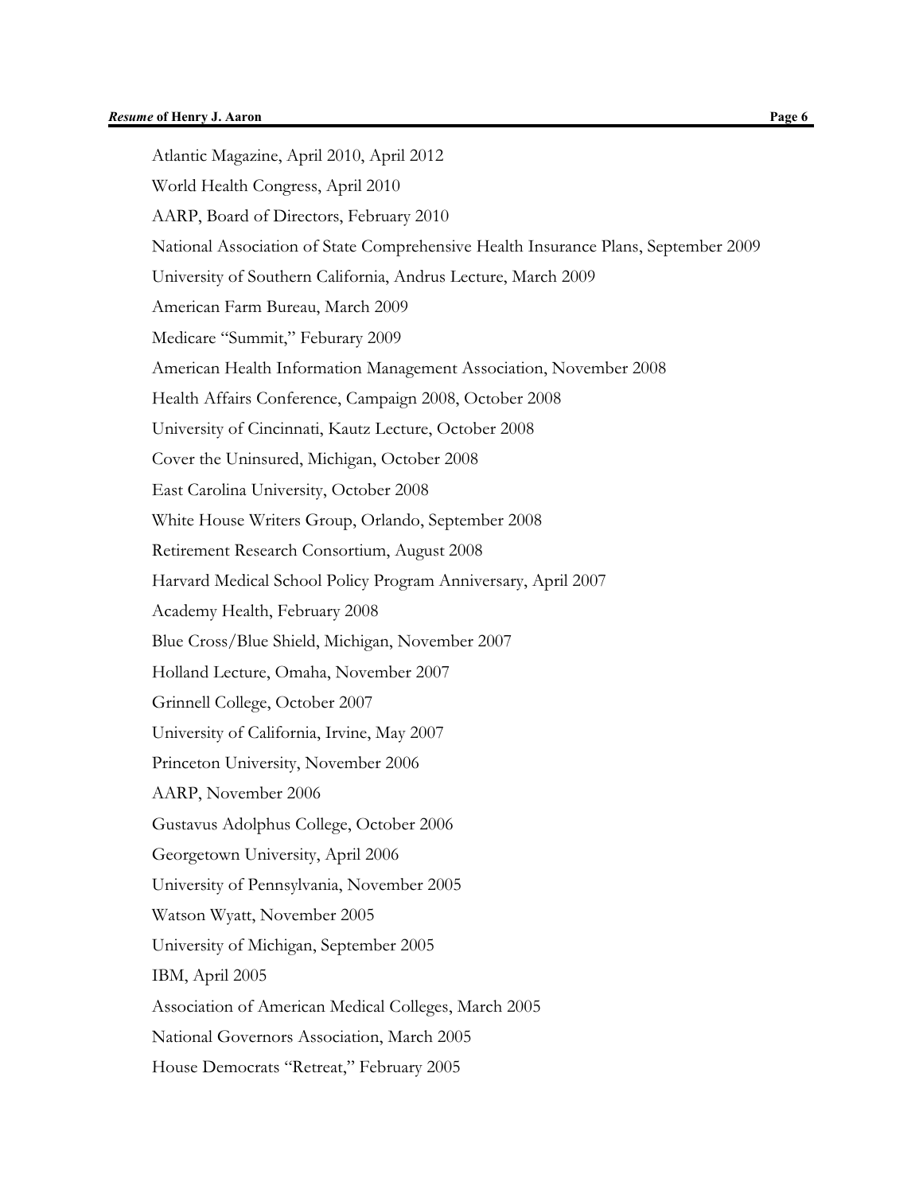Atlantic Magazine, April 2010, April 2012

World Health Congress, April 2010

AARP, Board of Directors, February 2010

National Association of State Comprehensive Health Insurance Plans, September 2009

University of Southern California, Andrus Lecture, March 2009

American Farm Bureau, March 2009

Medicare "Summit," Feburary 2009

American Health Information Management Association, November 2008

Health Affairs Conference, Campaign 2008, October 2008

University of Cincinnati, Kautz Lecture, October 2008

Cover the Uninsured, Michigan, October 2008

East Carolina University, October 2008

White House Writers Group, Orlando, September 2008

Retirement Research Consortium, August 2008

Harvard Medical School Policy Program Anniversary, April 2007

Academy Health, February 2008

Blue Cross/Blue Shield, Michigan, November 2007

Holland Lecture, Omaha, November 2007

Grinnell College, October 2007

University of California, Irvine, May 2007

Princeton University, November 2006

AARP, November 2006

Gustavus Adolphus College, October 2006

Georgetown University, April 2006

University of Pennsylvania, November 2005

Watson Wyatt, November 2005

University of Michigan, September 2005

IBM, April 2005

Association of American Medical Colleges, March 2005

National Governors Association, March 2005

House Democrats "Retreat," February 2005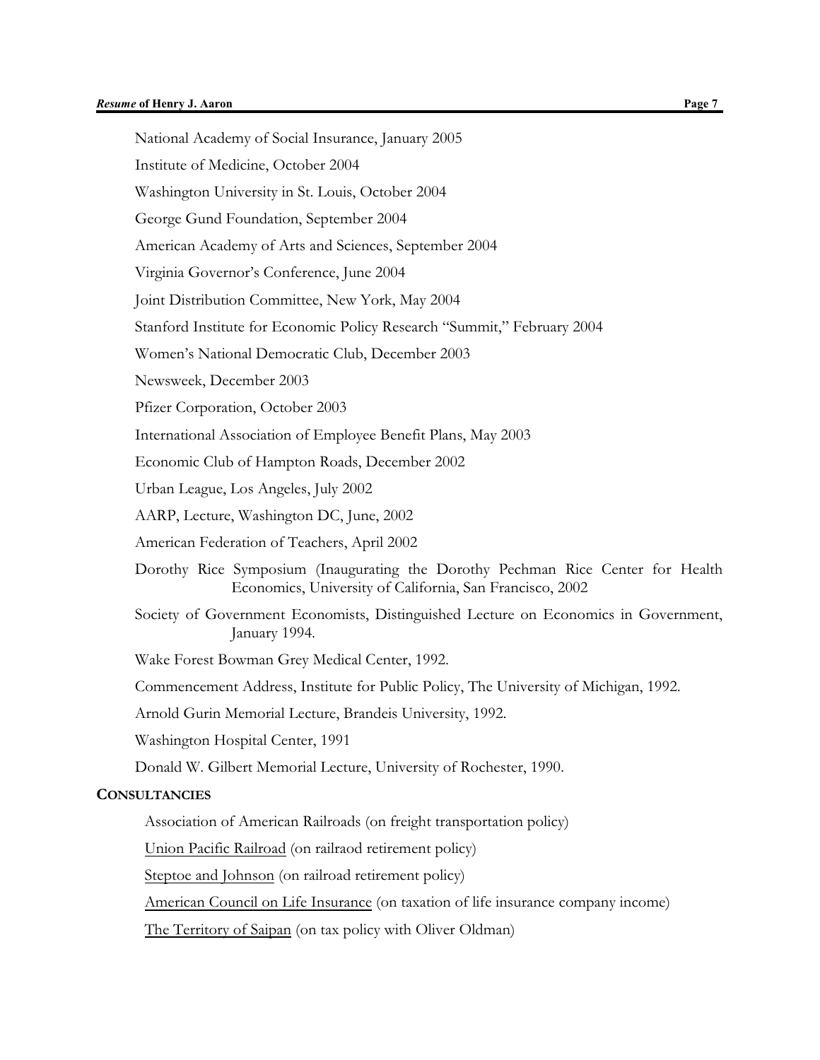National Academy of Social Insurance, January 2005

Institute of Medicine, October 2004

Washington University in St. Louis, October 2004

George Gund Foundation, September 2004

American Academy of Arts and Sciences, September 2004

Virginia Governor's Conference, June 2004

Joint Distribution Committee, New York, May 2004

Stanford Institute for Economic Policy Research "Summit," February 2004

Women's National Democratic Club, December 2003

Newsweek, December 2003

Pfizer Corporation, October 2003

International Association of Employee Benefit Plans, May 2003

Economic Club of Hampton Roads, December 2002

Urban League, Los Angeles, July 2002

AARP, Lecture, Washington DC, June, 2002

American Federation of Teachers, April 2002

Dorothy Rice Symposium (Inaugurating the Dorothy Pechman Rice Center for Health Economics, University of California, San Francisco, 2002

Society of Government Economists, Distinguished Lecture on Economics in Government, January 1994.

Wake Forest Bowman Grey Medical Center, 1992.

Commencement Address, Institute for Public Policy, The University of Michigan, 1992.

Arnold Gurin Memorial Lecture, Brandeis University, 1992.

Washington Hospital Center, 1991

Donald W. Gilbert Memorial Lecture, University of Rochester, 1990.

**CONSULTANCIES**

Association of American Railroads (on freight transportation policy)

Union Pacific Railroad (on railraod retirement policy)

Steptoe and Johnson (on railroad retirement policy)

American Council on Life Insurance (on taxation of life insurance company income)

The Territory of Saipan (on tax policy with Oliver Oldman)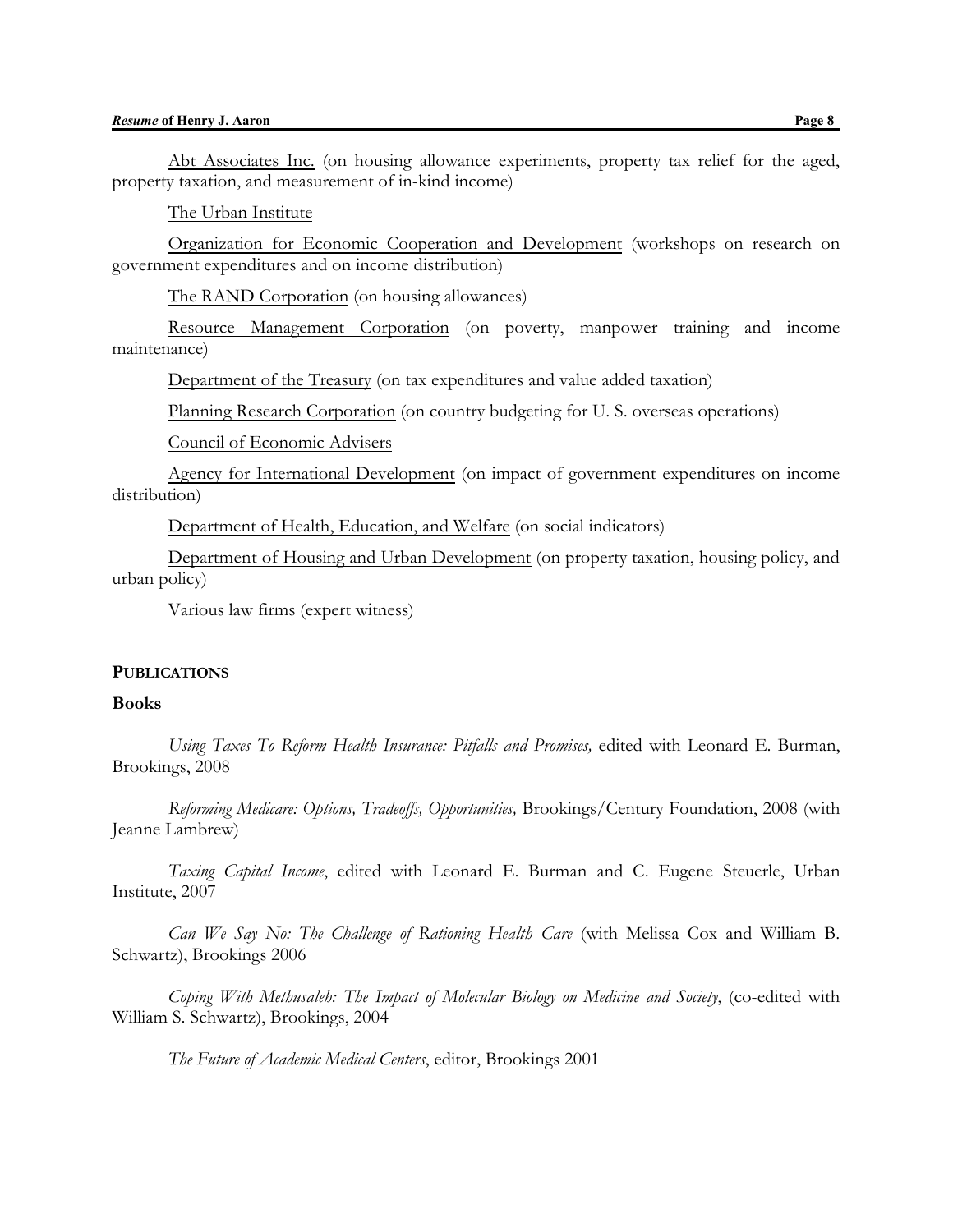Abt Associates Inc. (on housing allowance experiments, property tax relief for the aged, property taxation, and measurement of in-kind income)

The Urban Institute

Organization for Economic Cooperation and Development (workshops on research on government expenditures and on income distribution)

The RAND Corporation (on housing allowances)

Resource Management Corporation (on poverty, manpower training and income maintenance)

Department of the Treasury (on tax expenditures and value added taxation)

Planning Research Corporation (on country budgeting for U. S. overseas operations)

Council of Economic Advisers

Agency for International Development (on impact of government expenditures on income distribution)

Department of Health, Education, and Welfare (on social indicators)

Department of Housing and Urban Development (on property taxation, housing policy, and urban policy)

Various law firms (expert witness)

## PUBLICATIONS

### Books

*Using Taxes To Reform Health Insurance: Pitfalls and Promises,* edited with Leonard E. Burman, Brookings, 2008

*Reforming Medicare: Options, Tradeoffs, Opportunities,* Brookings/Century Foundation, 2008 (with Jeanne Lambrew)

*Taxing Capital Income*, edited with Leonard E. Burman and C. Eugene Steuerle, Urban Institute, 2007

*Can We Say No: The Challenge of Rationing Health Care* (with Melissa Cox and William B. Schwartz), Brookings 2006

*Coping With Methusaleh: The Impact of Molecular Biology on Medicine and Society*, (co-edited with William S. Schwartz), Brookings, 2004

*The Future of Academic Medical Centers*, editor, Brookings 2001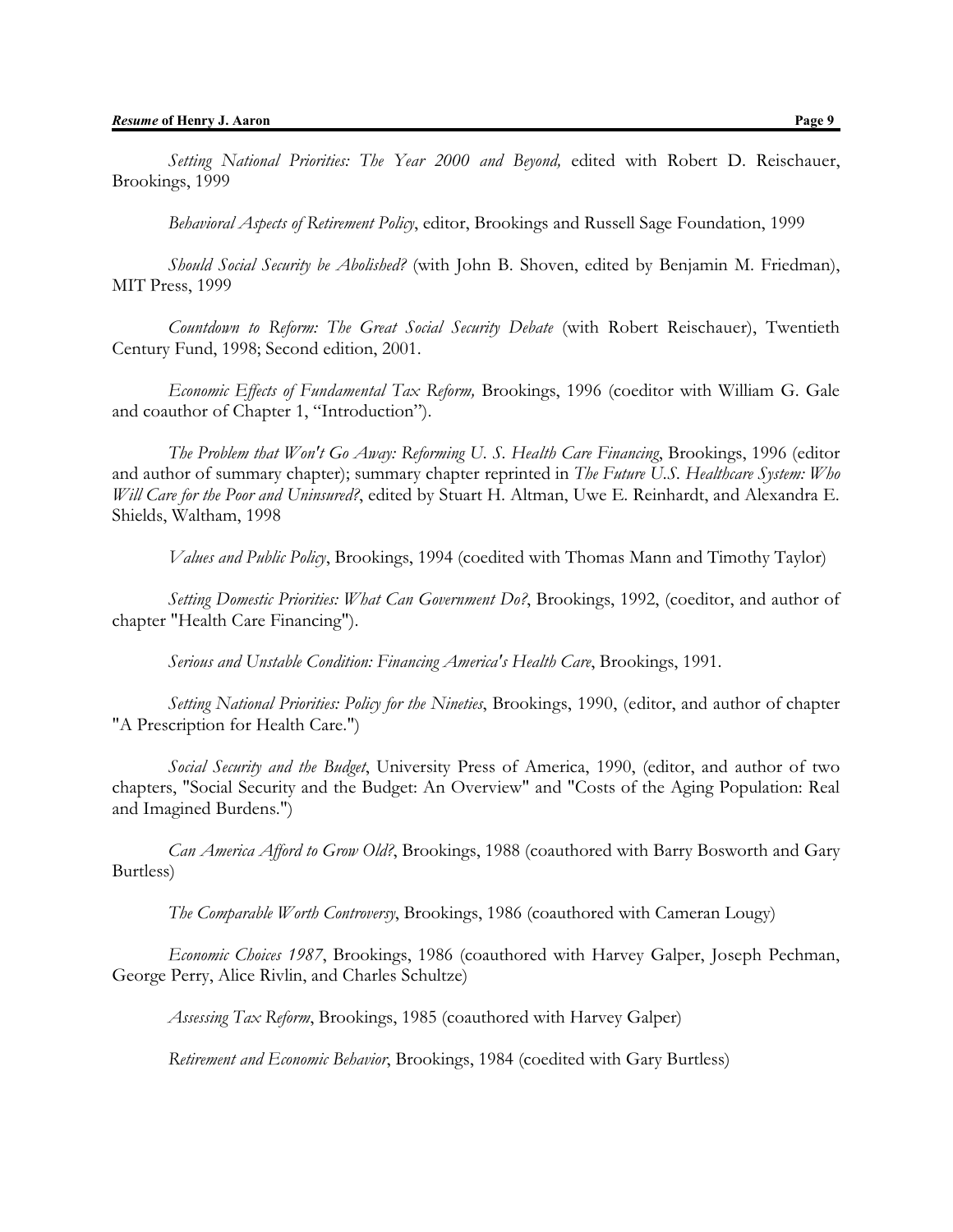*Setting National Priorities: The Year 2000 and Beyond,* edited with Robert D. Reischauer, Brookings, 1999

*Behavioral Aspects of Retirement Policy*, editor, Brookings and Russell Sage Foundation, 1999

*Should Social Security be Abolished?* (with John B. Shoven, edited by Benjamin M. Friedman), MIT Press, 1999

*Countdown to Reform: The Great Social Security Debate* (with Robert Reischauer), Twentieth Century Fund, 1998; Second edition, 2001.

*Economic Effects of Fundamental Tax Reform,* Brookings, 1996 (coeditor with William G. Gale and coauthor of Chapter 1, "Introduction").

*The Problem that Won't Go Away: Reforming U. S. Health Care Financing*, Brookings, 1996 (editor and author of summary chapter); summary chapter reprinted in *The Future U.S. Healthcare System: Who Will Care for the Poor and Uninsured?*, edited by Stuart H. Altman, Uwe E. Reinhardt, and Alexandra E. Shields, Waltham, 1998

*Values and Public Policy*, Brookings, 1994 (coedited with Thomas Mann and Timothy Taylor)

*Setting Domestic Priorities: What Can Government Do?*, Brookings, 1992, (coeditor, and author of chapter "Health Care Financing").

*Serious and Unstable Condition: Financing America's Health Care*, Brookings, 1991.

*Setting National Priorities: Policy for the Nineties*, Brookings, 1990, (editor, and author of chapter "A Prescription for Health Care.")

*Social Security and the Budget*, University Press of America, 1990, (editor, and author of two chapters, "Social Security and the Budget: An Overview" and "Costs of the Aging Population: Real and Imagined Burdens.")

*Can America Afford to Grow Old?*, Brookings, 1988 (coauthored with Barry Bosworth and Gary Burtless)

*The Comparable Worth Controversy*, Brookings, 1986 (coauthored with Cameran Lougy)

*Economic Choices 1987*, Brookings, 1986 (coauthored with Harvey Galper, Joseph Pechman, George Perry, Alice Rivlin, and Charles Schultze)

*Assessing Tax Reform*, Brookings, 1985 (coauthored with Harvey Galper)

*Retirement and Economic Behavior*, Brookings, 1984 (coedited with Gary Burtless)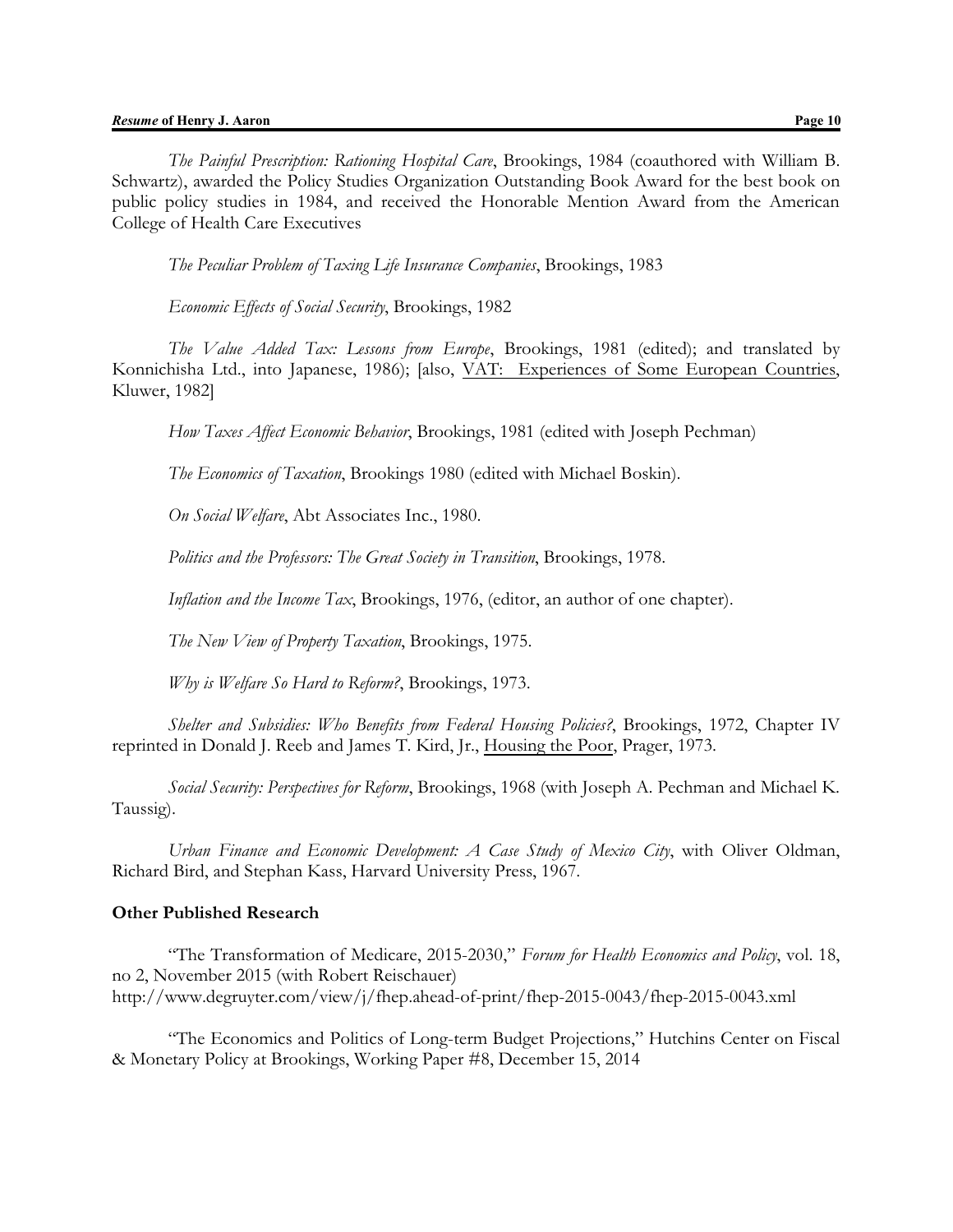*The Painful Prescription: Rationing Hospital Care*, Brookings, 1984 (coauthored with William B. Schwartz), awarded the Policy Studies Organization Outstanding Book Award for the best book on public policy studies in 1984, and received the Honorable Mention Award from the American College of Health Care Executives

*The Peculiar Problem of Taxing Life Insurance Companies*, Brookings, 1983

*Economic Effects of Social Security*, Brookings, 1982

*The Value Added Tax: Lessons from Europe*, Brookings, 1981 (edited); and translated by Konnichisha Ltd., into Japanese, 1986); [also, <u>VAT: Experiences of Some European Countries</u>, Kluwer, 1982]

*How Taxes Affect Economic Behavior*, Brookings, 1981 (edited with Joseph Pechman)

*The Economics of Taxation*, Brookings 1980 (edited with Michael Boskin).

*On Social Welfare*, Abt Associates Inc., 1980.

*Politics and the Professors: The Great Society in Transition*, Brookings, 1978.

*Inflation and the Income Tax*, Brookings, 1976, (editor, an author of one chapter).

*The New View of Property Taxation*, Brookings, 1975.

*Why is Welfare So Hard to Reform?*, Brookings, 1973.

*Shelter and Subsidies: Who Benefits from Federal Housing Policies?*, Brookings, 1972, Chapter IV reprinted in Donald J. Reeb and James T. Kird, Jr., <u>Housing the Poor</u>, Prager, 1973.

*Social Security: Perspectives for Reform*, Brookings, 1968 (with Joseph A. Pechman and Michael K. Taussig).

*Urban Finance and Economic Development: A Case Study of Mexico City*, with Oliver Oldman, Richard Bird, and Stephan Kass, Harvard University Press, 1967.

**Other Published Research**

"The Transformation of Medicare, 2015-2030," *Forum for Health Economics and Policy*, vol. 18, no 2, November 2015 (with Robert Reischauer) http://www.degruyter.com/view/j/fhep.ahead-of-print/fhep-2015-0043/fhep-2015-0043.xml

"The Economics and Politics of Long-term Budget Projections," Hutchins Center on Fiscal & Monetary Policy at Brookings, Working Paper #8, December 15, 2014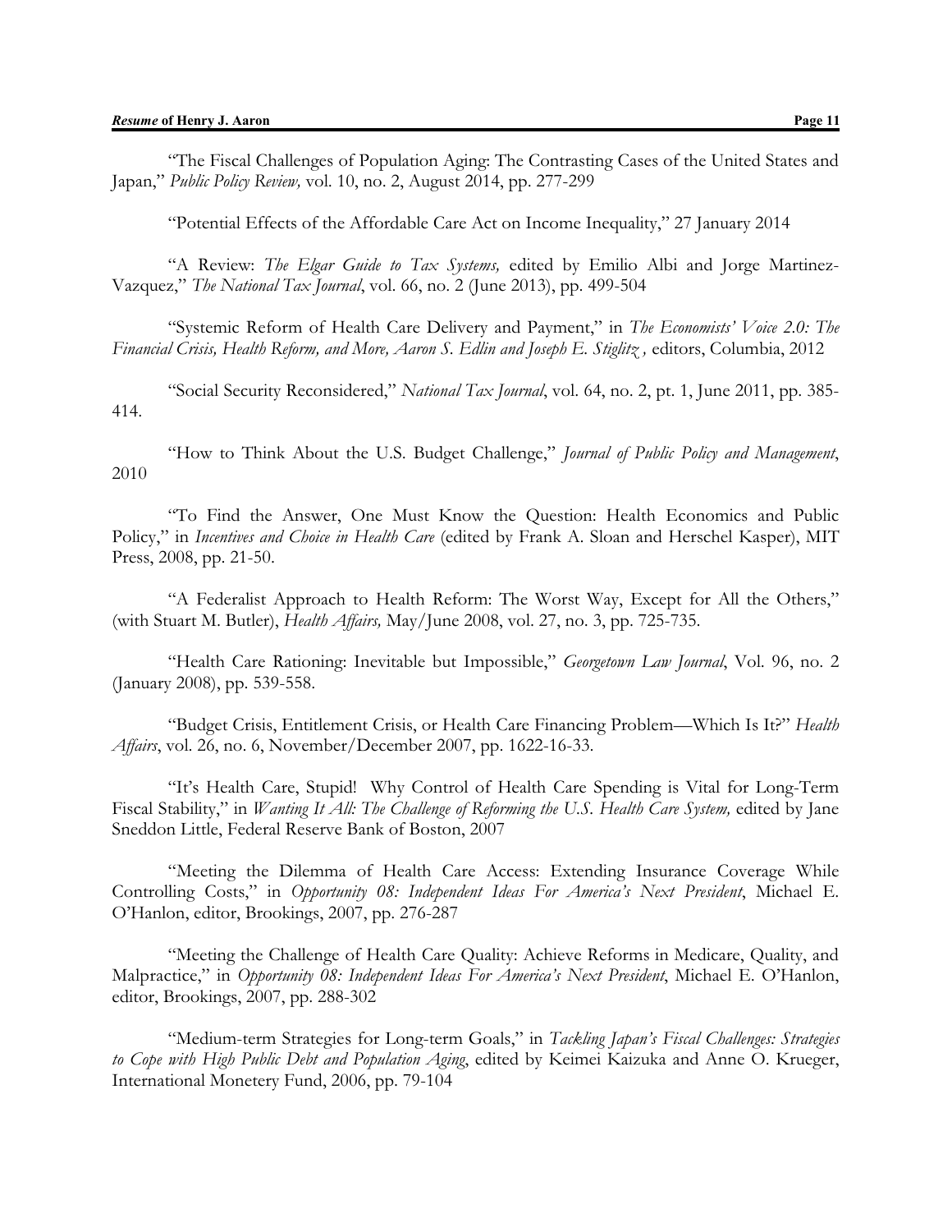"The Fiscal Challenges of Population Aging: The Contrasting Cases of the United States and Japan," *Public Policy Review,* vol. 10, no. 2, August 2014, pp. 277-299

"Potential Effects of the Affordable Care Act on Income Inequality," 27 January 2014

"A Review: *The Elgar Guide to Tax Systems,* edited by Emilio Albi and Jorge Martinez-Vazquez," *The National Tax Journal*, vol. 66, no. 2 (June 2013), pp. 499-504

"Systemic Reform of Health Care Delivery and Payment," in *The Economists' Voice 2.0: The Financial Crisis, Health Reform, and More, Aaron S. Edlin and Joseph E. Stiglitz ,* editors, Columbia, 2012

"Social Security Reconsidered," *National Tax Journal*, vol. 64, no. 2, pt. 1, June 2011, pp. 385-414.

"How to Think About the U.S. Budget Challenge," *Journal of Public Policy and Management*, 2010

"To Find the Answer, One Must Know the Question: Health Economics and Public Policy," in *Incentives and Choice in Health Care* (edited by Frank A. Sloan and Herschel Kasper), MIT Press, 2008, pp. 21-50.

"A Federalist Approach to Health Reform: The Worst Way, Except for All the Others," (with Stuart M. Butler), *Health Affairs,* May/June 2008, vol. 27, no. 3, pp. 725-735.

"Health Care Rationing: Inevitable but Impossible," *Georgetown Law Journal*, Vol. 96, no. 2 (January 2008), pp. 539-558.

"Budget Crisis, Entitlement Crisis, or Health Care Financing Problem—Which Is It?" *Health Affairs*, vol. 26, no. 6, November/December 2007, pp. 1622-16-33.

"It's Health Care, Stupid! Why Control of Health Care Spending is Vital for Long-Term Fiscal Stability," in *Wanting It All: The Challenge of Reforming the U.S. Health Care System,* edited by Jane Sneddon Little, Federal Reserve Bank of Boston, 2007

"Meeting the Dilemma of Health Care Access: Extending Insurance Coverage While Controlling Costs," in *Opportunity 08: Independent Ideas For America's Next President*, Michael E. O'Hanlon, editor, Brookings, 2007, pp. 276-287

"Meeting the Challenge of Health Care Quality: Achieve Reforms in Medicare, Quality, and Malpractice," in *Opportunity 08: Independent Ideas For America's Next President*, Michael E. O'Hanlon, editor, Brookings, 2007, pp. 288-302

"Medium-term Strategies for Long-term Goals," in *Tackling Japan's Fiscal Challenges: Strategies to Cope with High Public Debt and Population Aging*, edited by Keimei Kaizuka and Anne O. Krueger, International Monetery Fund, 2006, pp. 79-104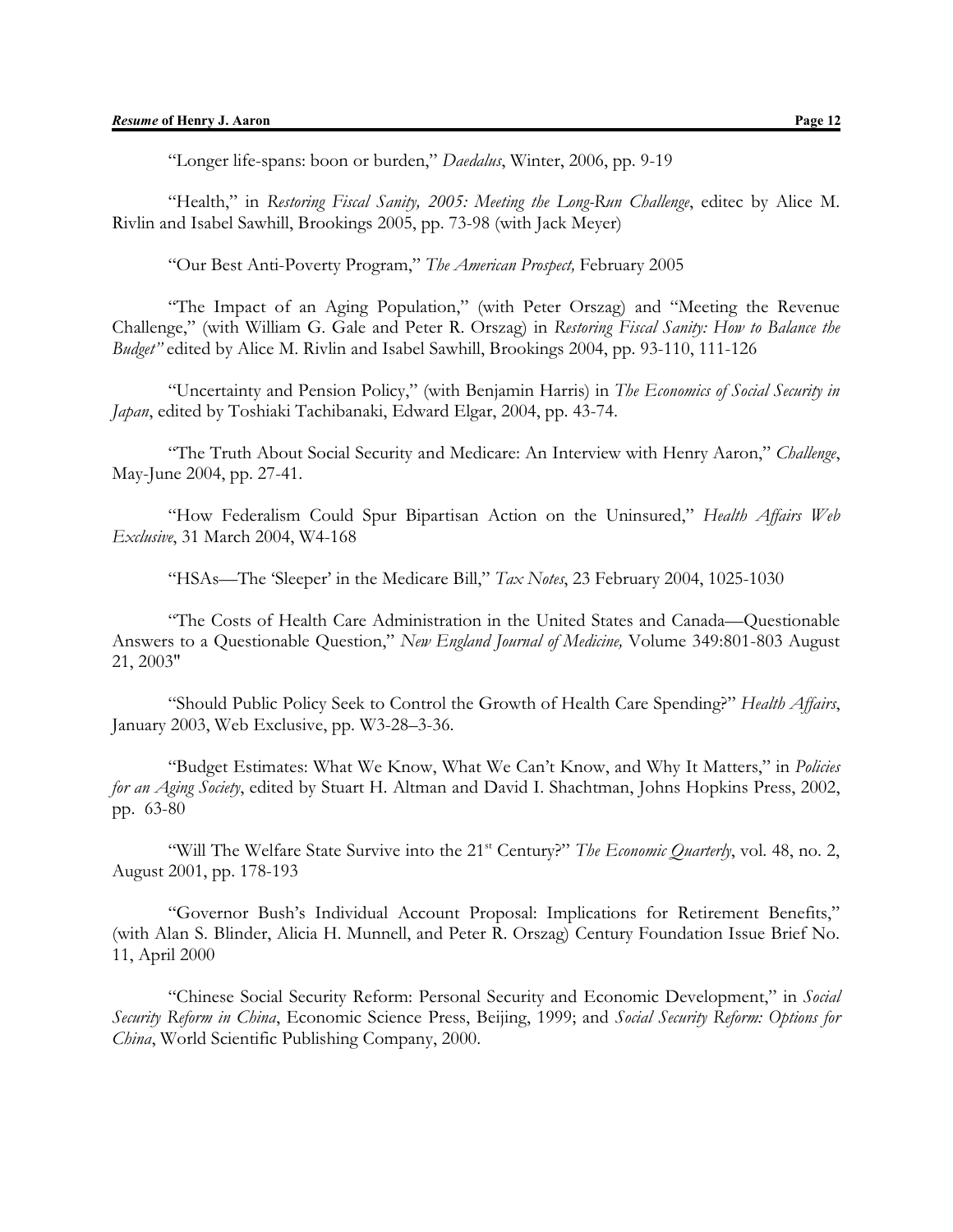"Longer life-spans: boon or burden," *Daedalus*, Winter, 2006, pp. 9-19

"Health," in *Restoring Fiscal Sanity, 2005: Meeting the Long-Run Challenge*, editec by Alice M. Rivlin and Isabel Sawhill, Brookings 2005, pp. 73-98 (with Jack Meyer)

"Our Best Anti-Poverty Program," *The American Prospect,* February 2005

"The Impact of an Aging Population," (with Peter Orszag) and "Meeting the Revenue Challenge," (with William G. Gale and Peter R. Orszag) in *Restoring Fiscal Sanity: How to Balance the Budget"* edited by Alice M. Rivlin and Isabel Sawhill, Brookings 2004, pp. 93-110, 111-126

"Uncertainty and Pension Policy," (with Benjamin Harris) in *The Economics of Social Security in Japan*, edited by Toshiaki Tachibanaki, Edward Elgar, 2004, pp. 43-74.

"The Truth About Social Security and Medicare: An Interview with Henry Aaron," *Challenge*, May-June 2004, pp. 27-41.

"How Federalism Could Spur Bipartisan Action on the Uninsured," *Health Affairs Web Exclusive*, 31 March 2004, W4-168

"HSAs—The 'Sleeper' in the Medicare Bill," *Tax Notes*, 23 February 2004, 1025-1030

"The Costs of Health Care Administration in the United States and Canada—Questionable Answers to a Questionable Question," *New England Journal of Medicine,* Volume 349:801-803 August 21, 2003"

"Should Public Policy Seek to Control the Growth of Health Care Spending?" *Health Affairs*, January 2003, Web Exclusive, pp. W3-28–3-36.

"Budget Estimates: What We Know, What We Can't Know, and Why It Matters," in *Policies for an Aging Society*, edited by Stuart H. Altman and David I. Shachtman, Johns Hopkins Press, 2002, pp. 63-80

"Will The Welfare State Survive into the 21st Century?" *The Economic Quarterly*, vol. 48, no. 2, August 2001, pp. 178-193

"Governor Bush's Individual Account Proposal: Implications for Retirement Benefits," (with Alan S. Blinder, Alicia H. Munnell, and Peter R. Orszag) Century Foundation Issue Brief No. 11, April 2000

"Chinese Social Security Reform: Personal Security and Economic Development," in *Social Security Reform in China*, Economic Science Press, Beijing, 1999; and *Social Security Reform: Options for China*, World Scientific Publishing Company, 2000.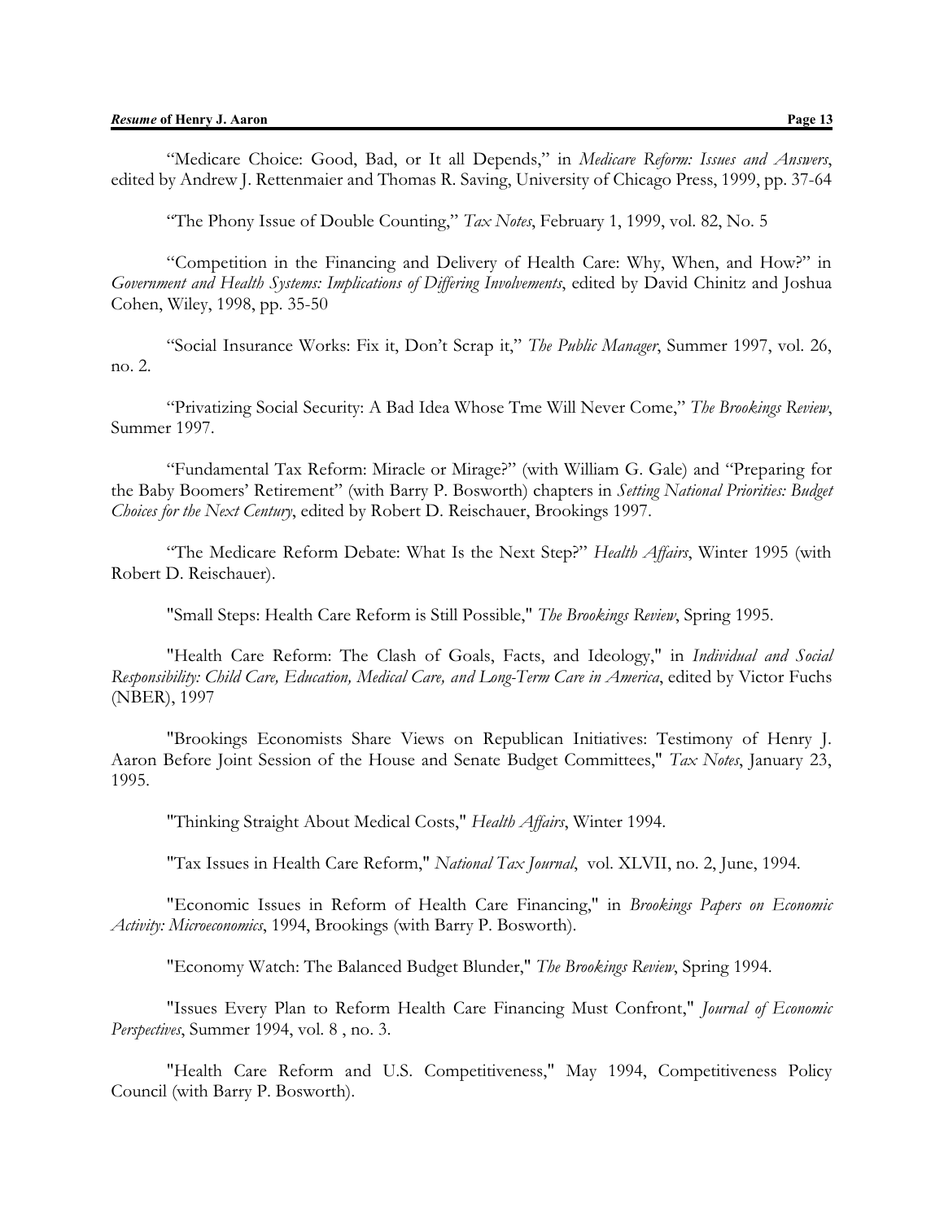"Medicare Choice: Good, Bad, or It all Depends," in *Medicare Reform: Issues and Answers*, edited by Andrew J. Rettenmaier and Thomas R. Saving, University of Chicago Press, 1999, pp. 37-64

"The Phony Issue of Double Counting," *Tax Notes*, February 1, 1999, vol. 82, No. 5

"Competition in the Financing and Delivery of Health Care: Why, When, and How?" in *Government and Health Systems: Implications of Differing Involvements*, edited by David Chinitz and Joshua Cohen, Wiley, 1998, pp. 35-50

"Social Insurance Works: Fix it, Don't Scrap it," *The Public Manager*, Summer 1997, vol. 26, no. 2.

"Privatizing Social Security: A Bad Idea Whose Tme Will Never Come," *The Brookings Review*, Summer 1997.

"Fundamental Tax Reform: Miracle or Mirage?" (with William G. Gale) and "Preparing for the Baby Boomers' Retirement" (with Barry P. Bosworth) chapters in *Setting National Priorities: Budget Choices for the Next Century*, edited by Robert D. Reischauer, Brookings 1997.

"The Medicare Reform Debate: What Is the Next Step?" *Health Affairs*, Winter 1995 (with Robert D. Reischauer).

"Small Steps: Health Care Reform is Still Possible," *The Brookings Review*, Spring 1995.

"Health Care Reform: The Clash of Goals, Facts, and Ideology," in *Individual and Social Responsibility: Child Care, Education, Medical Care, and Long-Term Care in America*, edited by Victor Fuchs (NBER), 1997

"Brookings Economists Share Views on Republican Initiatives: Testimony of Henry J. Aaron Before Joint Session of the House and Senate Budget Committees," *Tax Notes*, January 23, 1995.

"Thinking Straight About Medical Costs," *Health Affairs*, Winter 1994.

"Tax Issues in Health Care Reform," *National Tax Journal*, vol. XLVII, no. 2, June, 1994.

"Economic Issues in Reform of Health Care Financing," in *Brookings Papers on Economic Activity: Microeconomics*, 1994, Brookings (with Barry P. Bosworth).

"Economy Watch: The Balanced Budget Blunder," *The Brookings Review*, Spring 1994.

"Issues Every Plan to Reform Health Care Financing Must Confront," *Journal of Economic Perspectives*, Summer 1994, vol. 8 , no. 3.

"Health Care Reform and U.S. Competitiveness," May 1994, Competitiveness Policy Council (with Barry P. Bosworth).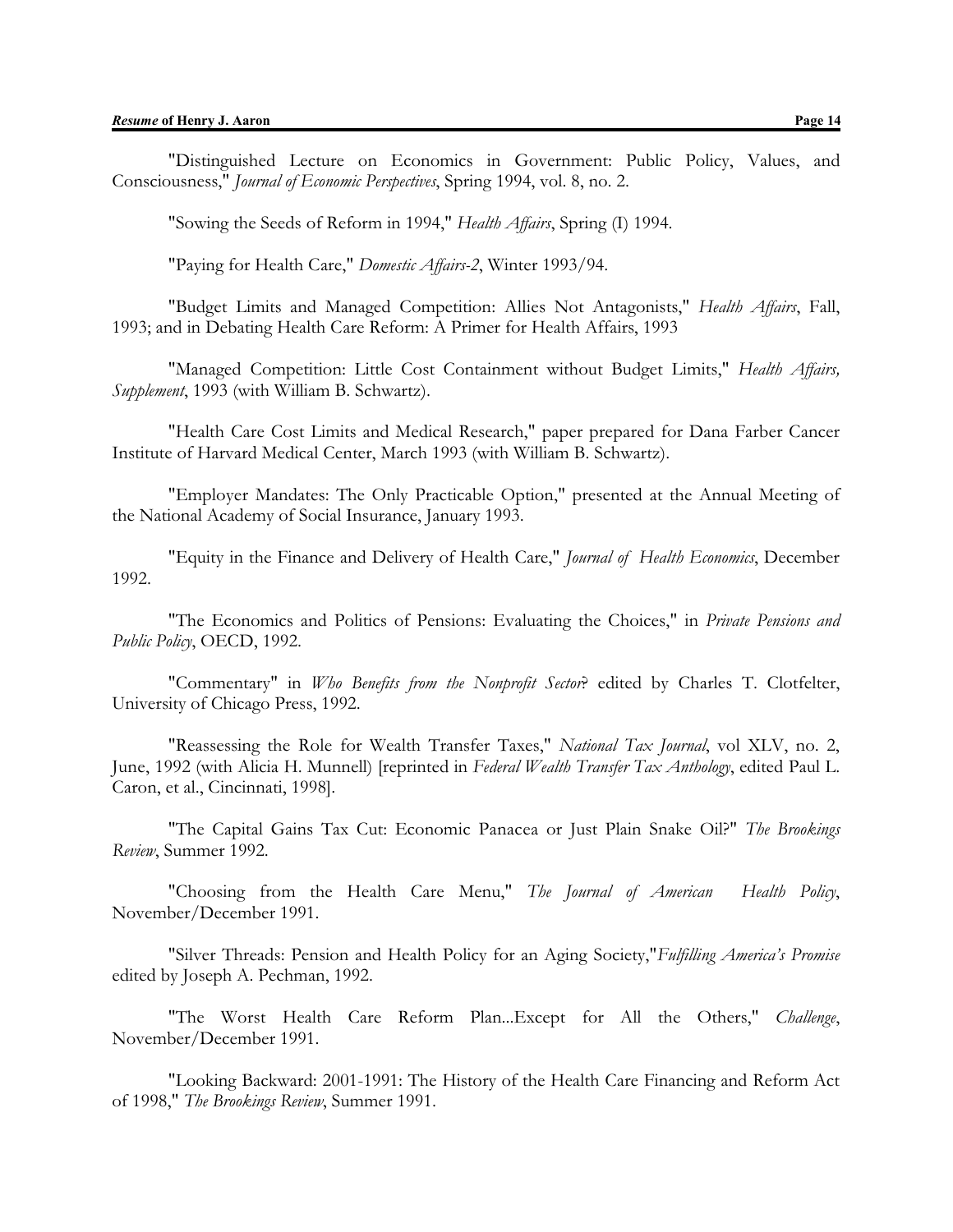"Distinguished Lecture on Economics in Government: Public Policy, Values, and Consciousness," *Journal of Economic Perspectives*, Spring 1994, vol. 8, no. 2.

"Sowing the Seeds of Reform in 1994," *Health Affairs*, Spring (I) 1994.

"Paying for Health Care," *Domestic Affairs-2*, Winter 1993/94.

"Budget Limits and Managed Competition: Allies Not Antagonists," *Health Affairs*, Fall, 1993; and in Debating Health Care Reform: A Primer for Health Affairs, 1993

"Managed Competition: Little Cost Containment without Budget Limits," *Health Affairs, Supplement*, 1993 (with William B. Schwartz).

"Health Care Cost Limits and Medical Research," paper prepared for Dana Farber Cancer Institute of Harvard Medical Center, March 1993 (with William B. Schwartz).

"Employer Mandates: The Only Practicable Option," presented at the Annual Meeting of the National Academy of Social Insurance, January 1993.

"Equity in the Finance and Delivery of Health Care," *Journal of Health Economics*, December 1992.

"The Economics and Politics of Pensions: Evaluating the Choices," in *Private Pensions and Public Policy*, OECD, 1992.

"Commentary" in *Who Benefits from the Nonprofit Sector*? edited by Charles T. Clotfelter, University of Chicago Press, 1992.

"Reassessing the Role for Wealth Transfer Taxes," *National Tax Journal*, vol XLV, no. 2, June, 1992 (with Alicia H. Munnell) [reprinted in *Federal Wealth Transfer Tax Anthology*, edited Paul L. Caron, et al., Cincinnati, 1998].

"The Capital Gains Tax Cut: Economic Panacea or Just Plain Snake Oil?" *The Brookings Review*, Summer 1992.

"Choosing from the Health Care Menu," *The Journal of American Health Policy*, November/December 1991.

"Silver Threads: Pension and Health Policy for an Aging Society,"*Fulfilling America's Promise* edited by Joseph A. Pechman, 1992.

"The Worst Health Care Reform Plan...Except for All the Others," *Challenge*, November/December 1991.

"Looking Backward: 2001-1991: The History of the Health Care Financing and Reform Act of 1998," *The Brookings Review*, Summer 1991.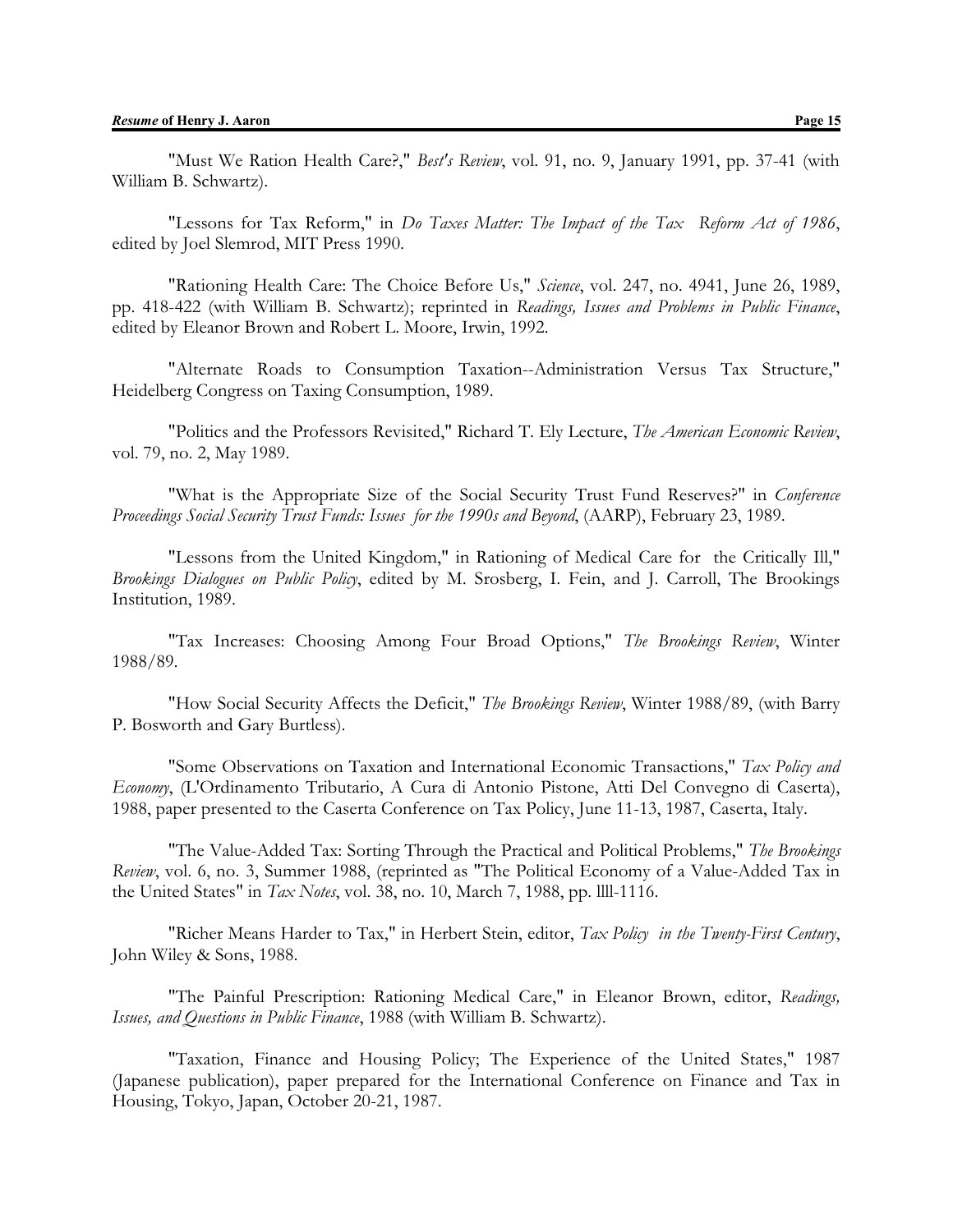"Must We Ration Health Care?," *Best's Review*, vol. 91, no. 9, January 1991, pp. 37-41 (with William B. Schwartz).

"Lessons for Tax Reform," in *Do Taxes Matter: The Impact of the Tax Reform Act of 1986*, edited by Joel Slemrod, MIT Press 1990.

"Rationing Health Care: The Choice Before Us," *Science*, vol. 247, no. 4941, June 26, 1989, pp. 418-422 (with William B. Schwartz); reprinted in *Readings, Issues and Problems in Public Finance*, edited by Eleanor Brown and Robert L. Moore, Irwin, 1992.

"Alternate Roads to Consumption Taxation--Administration Versus Tax Structure," Heidelberg Congress on Taxing Consumption, 1989.

"Politics and the Professors Revisited," Richard T. Ely Lecture, *The American Economic Review*, vol. 79, no. 2, May 1989.

"What is the Appropriate Size of the Social Security Trust Fund Reserves?" in *Conference Proceedings Social Security Trust Funds: Issues for the 1990s and Beyond*, (AARP), February 23, 1989.

"Lessons from the United Kingdom," in Rationing of Medical Care for the Critically Ill," *Brookings Dialogues on Public Policy*, edited by M. Srosberg, I. Fein, and J. Carroll, The Brookings Institution, 1989.

"Tax Increases: Choosing Among Four Broad Options," *The Brookings Review*, Winter 1988/89.

"How Social Security Affects the Deficit," *The Brookings Review*, Winter 1988/89, (with Barry P. Bosworth and Gary Burtless).

"Some Observations on Taxation and International Economic Transactions," *Tax Policy and Economy*, (L'Ordinamento Tributario, A Cura di Antonio Pistone, Atti Del Convegno di Caserta), 1988, paper presented to the Caserta Conference on Tax Policy, June 11-13, 1987, Caserta, Italy.

"The Value-Added Tax: Sorting Through the Practical and Political Problems," *The Brookings Review*, vol. 6, no. 3, Summer 1988, (reprinted as "The Political Economy of a Value-Added Tax in the United States" in *Tax Notes*, vol. 38, no. 10, March 7, 1988, pp. llll-1116.

"Richer Means Harder to Tax," in Herbert Stein, editor, *Tax Policy in the Twenty-First Century*, John Wiley & Sons, 1988.

"The Painful Prescription: Rationing Medical Care," in Eleanor Brown, editor, *Readings, Issues, and Questions in Public Finance*, 1988 (with William B. Schwartz).

"Taxation, Finance and Housing Policy; The Experience of the United States," 1987 (Japanese publication), paper prepared for the International Conference on Finance and Tax in Housing, Tokyo, Japan, October 20-21, 1987.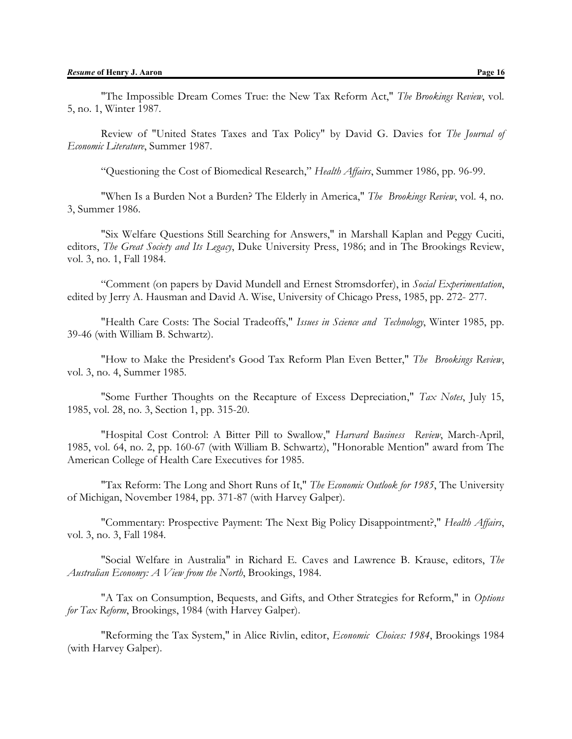"The Impossible Dream Comes True: the New Tax Reform Act," *The Brookings Review*, vol. 5, no. 1, Winter 1987.

Review of "United States Taxes and Tax Policy" by David G. Davies for *The Journal of Economic Literature*, Summer 1987.

"Questioning the Cost of Biomedical Research," *Health Affairs*, Summer 1986, pp. 96-99.

"When Is a Burden Not a Burden? The Elderly in America," *The Brookings Review*, vol. 4, no. 3, Summer 1986.

"Six Welfare Questions Still Searching for Answers," in Marshall Kaplan and Peggy Cuciti, editors, *The Great Society and Its Legacy*, Duke University Press, 1986; and in The Brookings Review, vol. 3, no. 1, Fall 1984.

"Comment (on papers by David Mundell and Ernest Stromsdorfer), in *Social Experimentation*, edited by Jerry A. Hausman and David A. Wise, University of Chicago Press, 1985, pp. 272- 277.

"Health Care Costs: The Social Tradeoffs," *Issues in Science and Technology*, Winter 1985, pp. 39-46 (with William B. Schwartz).

"How to Make the President's Good Tax Reform Plan Even Better," *The Brookings Review*, vol. 3, no. 4, Summer 1985.

"Some Further Thoughts on the Recapture of Excess Depreciation," *Tax Notes*, July 15, 1985, vol. 28, no. 3, Section 1, pp. 315-20.

"Hospital Cost Control: A Bitter Pill to Swallow," *Harvard Business Review*, March-April, 1985, vol. 64, no. 2, pp. 160-67 (with William B. Schwartz), "Honorable Mention" award from The American College of Health Care Executives for 1985.

"Tax Reform: The Long and Short Runs of It," *The Economic Outlook for 1985*, The University of Michigan, November 1984, pp. 371-87 (with Harvey Galper).

"Commentary: Prospective Payment: The Next Big Policy Disappointment?," *Health Affairs*, vol. 3, no. 3, Fall 1984.

"Social Welfare in Australia" in Richard E. Caves and Lawrence B. Krause, editors, *The Australian Economy: A View from the North*, Brookings, 1984.

"A Tax on Consumption, Bequests, and Gifts, and Other Strategies for Reform," in *Options for Tax Reform*, Brookings, 1984 (with Harvey Galper).

"Reforming the Tax System," in Alice Rivlin, editor, *Economic Choices: 1984*, Brookings 1984 (with Harvey Galper).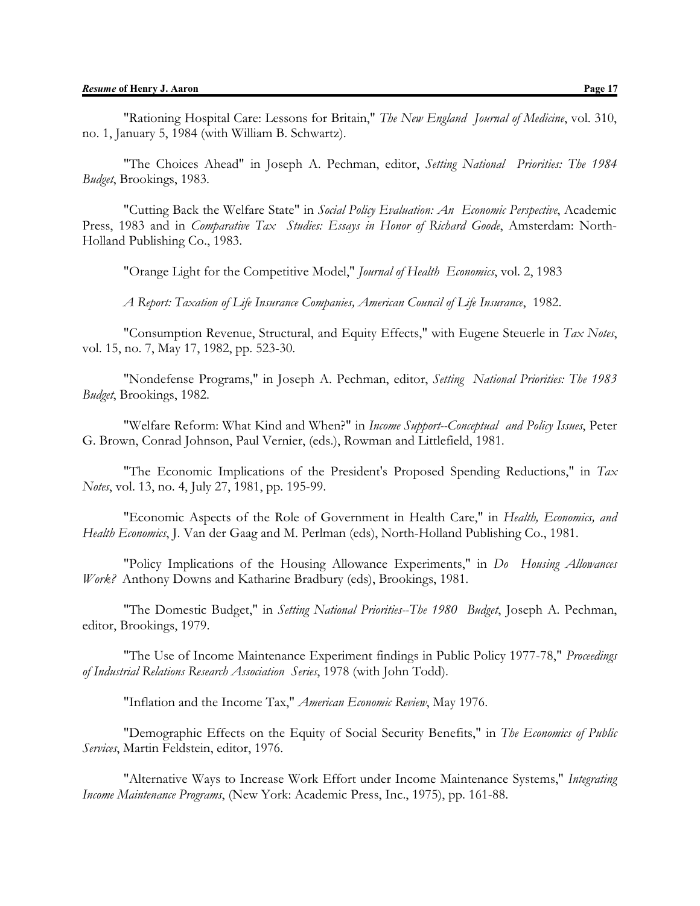"Rationing Hospital Care: Lessons for Britain," *The New England Journal of Medicine*, vol. 310, no. 1, January 5, 1984 (with William B. Schwartz).

"The Choices Ahead" in Joseph A. Pechman, editor, *Setting National Priorities: The 1984 Budget*, Brookings, 1983.

"Cutting Back the Welfare State" in *Social Policy Evaluation: An Economic Perspective*, Academic Press, 1983 and in *Comparative Tax Studies: Essays in Honor of Richard Goode*, Amsterdam: North-Holland Publishing Co., 1983.

"Orange Light for the Competitive Model," *Journal of Health Economics*, vol. 2, 1983

*A Report: Taxation of Life Insurance Companies, American Council of Life Insurance*, 1982.

"Consumption Revenue, Structural, and Equity Effects," with Eugene Steuerle in *Tax Notes*, vol. 15, no. 7, May 17, 1982, pp. 523-30.

"Nondefense Programs," in Joseph A. Pechman, editor, *Setting National Priorities: The 1983 Budget*, Brookings, 1982.

"Welfare Reform: What Kind and When?" in *Income Support--Conceptual and Policy Issues*, Peter G. Brown, Conrad Johnson, Paul Vernier, (eds.), Rowman and Littlefield, 1981.

"The Economic Implications of the President's Proposed Spending Reductions," in *Tax Notes*, vol. 13, no. 4, July 27, 1981, pp. 195-99.

"Economic Aspects of the Role of Government in Health Care," in *Health, Economics, and Health Economics*, J. Van der Gaag and M. Perlman (eds), North-Holland Publishing Co., 1981.

"Policy Implications of the Housing Allowance Experiments," in *Do Housing Allowances Work?* Anthony Downs and Katharine Bradbury (eds), Brookings, 1981.

"The Domestic Budget," in *Setting National Priorities--The 1980 Budget*, Joseph A. Pechman, editor, Brookings, 1979.

"The Use of Income Maintenance Experiment findings in Public Policy 1977-78," *Proceedings of Industrial Relations Research Association Series*, 1978 (with John Todd).

"Inflation and the Income Tax," *American Economic Review*, May 1976.

"Demographic Effects on the Equity of Social Security Benefits," in *The Economics of Public Services*, Martin Feldstein, editor, 1976.

"Alternative Ways to Increase Work Effort under Income Maintenance Systems," *Integrating Income Maintenance Programs*, (New York: Academic Press, Inc., 1975), pp. 161-88.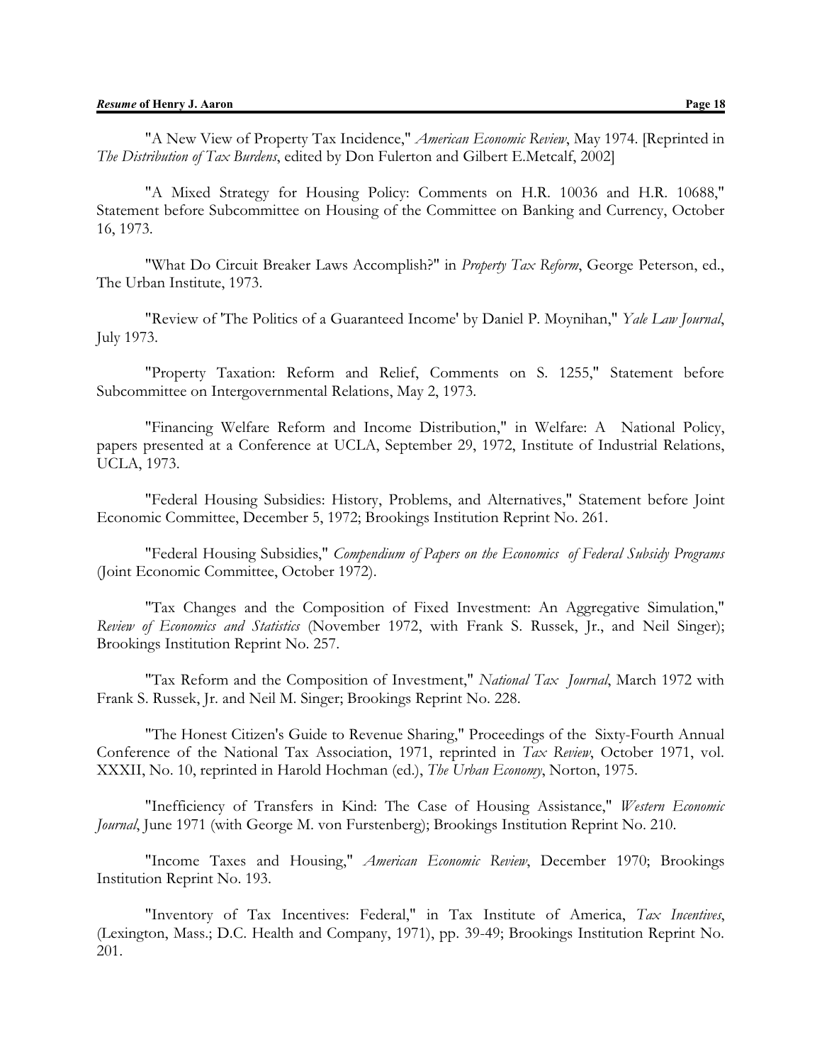"A New View of Property Tax Incidence," *American Economic Review*, May 1974. [Reprinted in *The Distribution of Tax Burdens*, edited by Don Fulerton and Gilbert E.Metcalf, 2002]

"A Mixed Strategy for Housing Policy: Comments on H.R. 10036 and H.R. 10688," Statement before Subcommittee on Housing of the Committee on Banking and Currency, October 16, 1973.

"What Do Circuit Breaker Laws Accomplish?" in *Property Tax Reform*, George Peterson, ed., The Urban Institute, 1973.

"Review of 'The Politics of a Guaranteed Income' by Daniel P. Moynihan," *Yale Law Journal*, July 1973.

"Property Taxation: Reform and Relief, Comments on S. 1255," Statement before Subcommittee on Intergovernmental Relations, May 2, 1973.

"Financing Welfare Reform and Income Distribution," in Welfare: A National Policy, papers presented at a Conference at UCLA, September 29, 1972, Institute of Industrial Relations, UCLA, 1973.

"Federal Housing Subsidies: History, Problems, and Alternatives," Statement before Joint Economic Committee, December 5, 1972; Brookings Institution Reprint No. 261.

"Federal Housing Subsidies," *Compendium of Papers on the Economics of Federal Subsidy Programs* (Joint Economic Committee, October 1972).

"Tax Changes and the Composition of Fixed Investment: An Aggregative Simulation," *Review of Economics and Statistics* (November 1972, with Frank S. Russek, Jr., and Neil Singer); Brookings Institution Reprint No. 257.

"Tax Reform and the Composition of Investment," *National Tax Journal*, March 1972 with Frank S. Russek, Jr. and Neil M. Singer; Brookings Reprint No. 228.

"The Honest Citizen's Guide to Revenue Sharing," Proceedings of the Sixty-Fourth Annual Conference of the National Tax Association, 1971, reprinted in *Tax Review*, October 1971, vol. XXXII, No. 10, reprinted in Harold Hochman (ed.), *The Urban Economy*, Norton, 1975.

"Inefficiency of Transfers in Kind: The Case of Housing Assistance," *Western Economic Journal*, June 1971 (with George M. von Furstenberg); Brookings Institution Reprint No. 210.

"Income Taxes and Housing," *American Economic Review*, December 1970; Brookings Institution Reprint No. 193.

"Inventory of Tax Incentives: Federal," in Tax Institute of America, *Tax Incentives*, (Lexington, Mass.; D.C. Health and Company, 1971), pp. 39-49; Brookings Institution Reprint No. 201.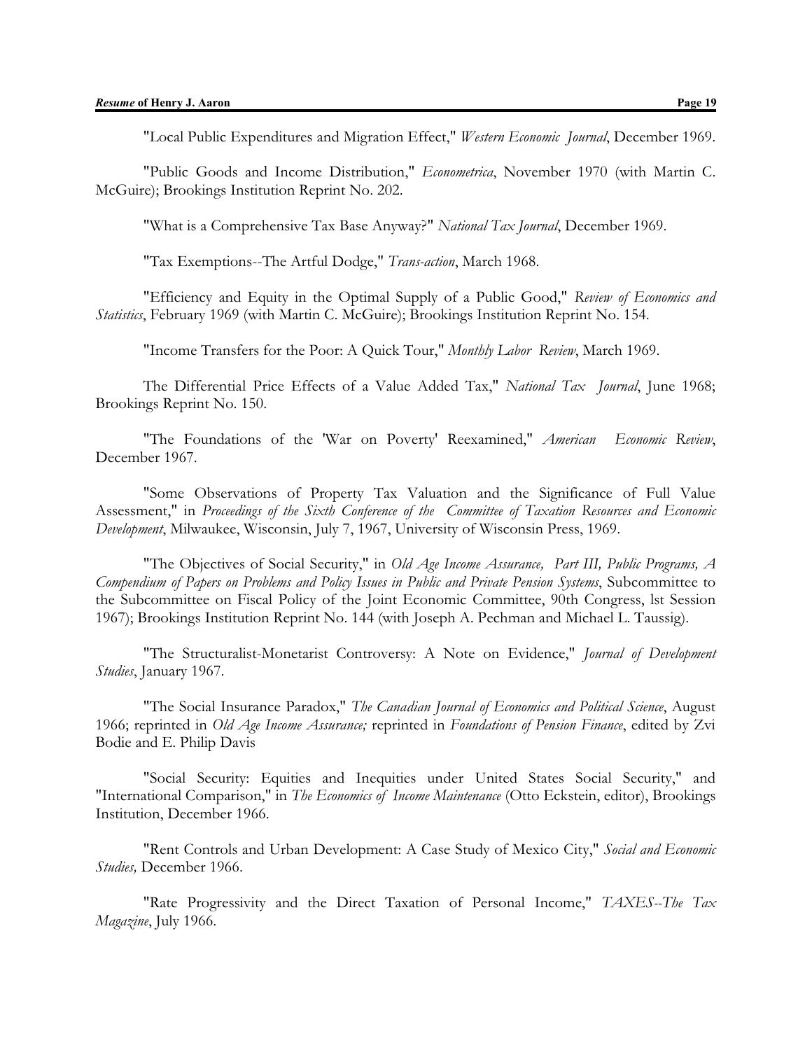"Local Public Expenditures and Migration Effect," *Western Economic Journal*, December 1969.

"Public Goods and Income Distribution," *Econometrica*, November 1970 (with Martin C. McGuire); Brookings Institution Reprint No. 202.

"What is a Comprehensive Tax Base Anyway?" *National Tax Journal*, December 1969.

"Tax Exemptions--The Artful Dodge," *Trans-action*, March 1968.

"Efficiency and Equity in the Optimal Supply of a Public Good," *Review of Economics and Statistics*, February 1969 (with Martin C. McGuire); Brookings Institution Reprint No. 154.

"Income Transfers for the Poor: A Quick Tour," *Monthly Labor Review*, March 1969.

The Differential Price Effects of a Value Added Tax," *National Tax Journal*, June 1968; Brookings Reprint No. 150.

"The Foundations of the 'War on Poverty' Reexamined," *American Economic Review*, December 1967.

"Some Observations of Property Tax Valuation and the Significance of Full Value Assessment," in *Proceedings of the Sixth Conference of the Committee of Taxation Resources and Economic Development*, Milwaukee, Wisconsin, July 7, 1967, University of Wisconsin Press, 1969.

"The Objectives of Social Security," in *Old Age Income Assurance, Part III, Public Programs, A Compendium of Papers on Problems and Policy Issues in Public and Private Pension Systems*, Subcommittee to the Subcommittee on Fiscal Policy of the Joint Economic Committee, 90th Congress, lst Session 1967); Brookings Institution Reprint No. 144 (with Joseph A. Pechman and Michael L. Taussig).

"The Structuralist-Monetarist Controversy: A Note on Evidence," *Journal of Development Studies*, January 1967.

"The Social Insurance Paradox," *The Canadian Journal of Economics and Political Science*, August 1966; reprinted in *Old Age Income Assurance;* reprinted in *Foundations of Pension Finance*, edited by Zvi Bodie and E. Philip Davis

"Social Security: Equities and Inequities under United States Social Security," and "International Comparison," in *The Economics of Income Maintenance* (Otto Eckstein, editor), Brookings Institution, December 1966.

"Rent Controls and Urban Development: A Case Study of Mexico City," *Social and Economic Studies,* December 1966.

"Rate Progressivity and the Direct Taxation of Personal Income," *TAXES--The Tax Magazine*, July 1966.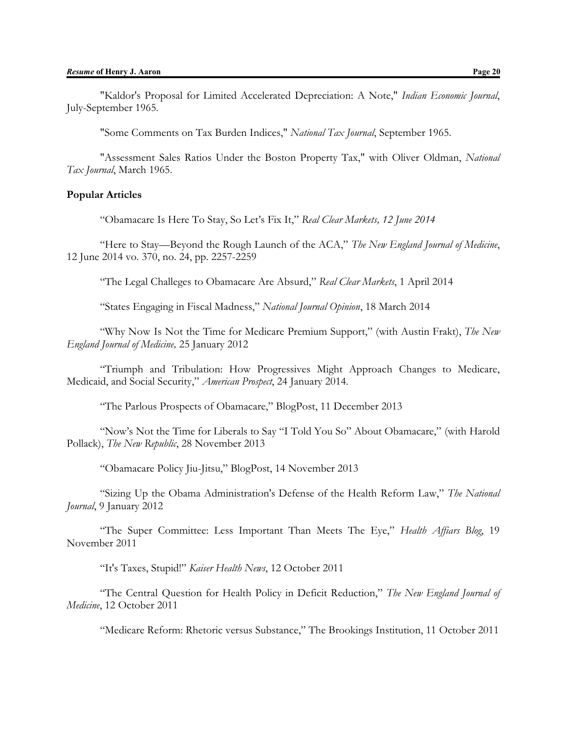"Kaldor's Proposal for Limited Accelerated Depreciation: A Note," *Indian Economic Journal*, July-September 1965.

"Some Comments on Tax Burden Indices," *National Tax Journal*, September 1965.

"Assessment Sales Ratios Under the Boston Property Tax," with Oliver Oldman, *National Tax Journal*, March 1965.

**Popular Articles**

"Obamacare Is Here To Stay, So Let's Fix It," *Real Clear Markets, 12 June 2014*

"Here to Stay—Beyond the Rough Launch of the ACA," *The New England Journal of Medicine*, 12 June 2014 vo. 370, no. 24, pp. 2257-2259

"The Legal Challeges to Obamacare Are Absurd," *Real Clear Markets*, 1 April 2014

"States Engaging in Fiscal Madness," *National Journal Opinion*, 18 March 2014

"Why Now Is Not the Time for Medicare Premium Support," (with Austin Frakt), *The New England Journal of Medicine,* 25 January 2012

"Triumph and Tribulation: How Progressives Might Approach Changes to Medicare, Medicaid, and Social Security," *American Prospect*, 24 January 2014.

"The Parlous Prospects of Obamacare," BlogPost, 11 December 2013

"Now's Not the Time for Liberals to Say "I Told You So" About Obamacare," (with Harold Pollack), *The New Republic*, 28 November 2013

"Obamacare Policy Jiu-Jitsu," BlogPost, 14 November 2013

"Sizing Up the Obama Administration's Defense of the Health Reform Law," *The National Journal*, 9 January 2012

"The Super Committee: Less Important Than Meets The Eye," *Health Affiars Blog*, 19 November 2011

"It's Taxes, Stupid!" *Kaiser Health News*, 12 October 2011

"The Central Question for Health Policy in Deficit Reduction," *The New England Journal of Medicine*, 12 October 2011

"Medicare Reform: Rhetoric versus Substance," The Brookings Institution, 11 October 2011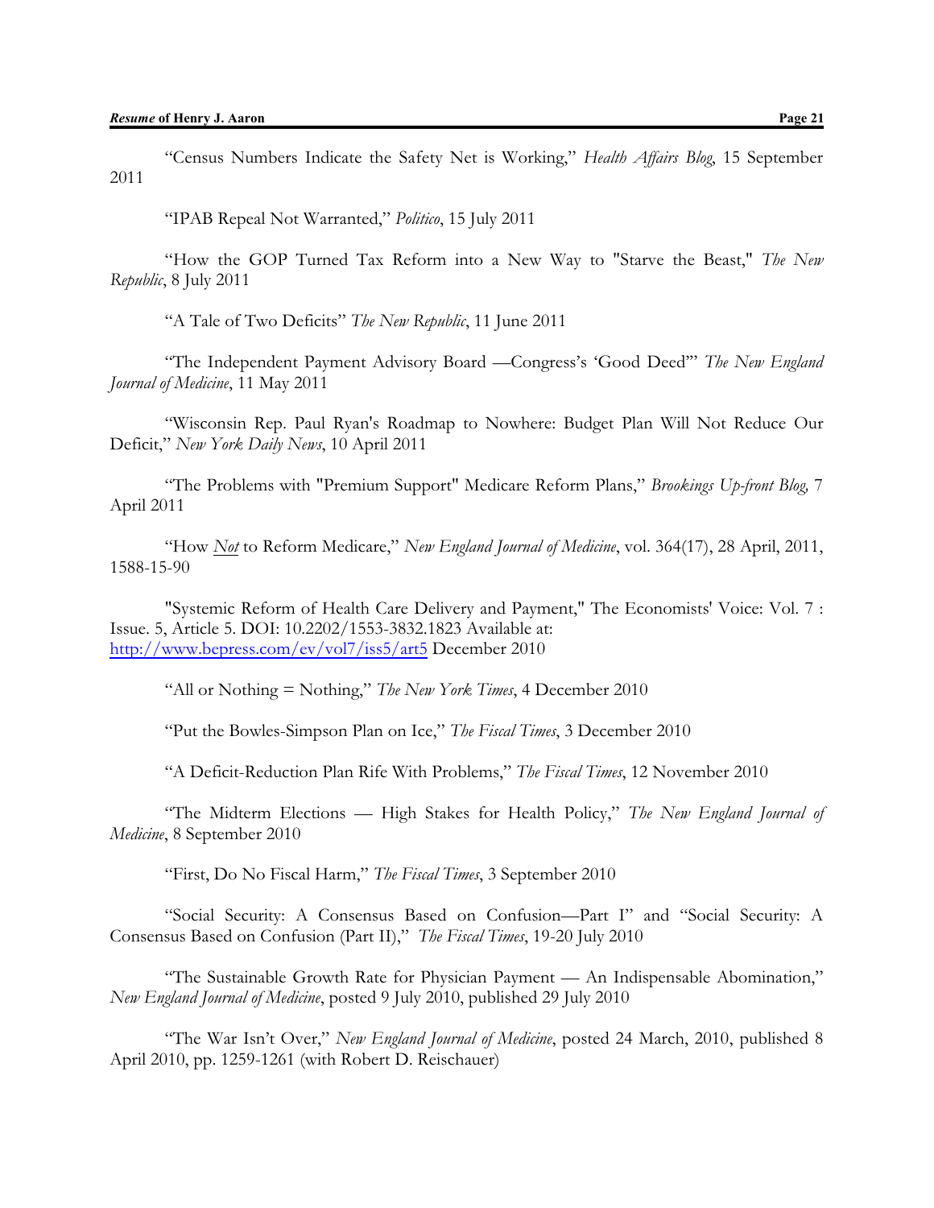"Census Numbers Indicate the Safety Net is Working," *Health Affairs Blog*, 15 September 2011

"IPAB Repeal Not Warranted," *Politico*, 15 July 2011

"How the GOP Turned Tax Reform into a New Way to "Starve the Beast," *The New Republic*, 8 July 2011

"A Tale of Two Deficits" *The New Republic*, 11 June 2011

"The Independent Payment Advisory Board —Congress's 'Good Deed'" *The New England Journal of Medicine*, 11 May 2011

"Wisconsin Rep. Paul Ryan's Roadmap to Nowhere: Budget Plan Will Not Reduce Our Deficit," *New York Daily News*, 10 April 2011

"The Problems with "Premium Support" Medicare Reform Plans," *Brookings Up-front Blog,* 7 April 2011

"How *Not* to Reform Medicare," *New England Journal of Medicine*, vol. 364(17), 28 April, 2011, 1588-15-90

"Systemic Reform of Health Care Delivery and Payment," The Economists' Voice: Vol. 7 : Issue. 5, Article 5. DOI: 10.2202/1553-3832.1823 Available at: http://www.bepress.com/ev/vol7/iss5/art5 December 2010

"All or Nothing = Nothing," *The New York Times*, 4 December 2010

"Put the Bowles-Simpson Plan on Ice," *The Fiscal Times*, 3 December 2010

"A Deficit-Reduction Plan Rife With Problems," *The Fiscal Times*, 12 November 2010

"The Midterm Elections — High Stakes for Health Policy," *The New England Journal of Medicine*, 8 September 2010

"First, Do No Fiscal Harm," *The Fiscal Times*, 3 September 2010

"Social Security: A Consensus Based on Confusion—Part I" and "Social Security: A Consensus Based on Confusion (Part II)," *The Fiscal Times*, 19-20 July 2010

"The Sustainable Growth Rate for Physician Payment — An Indispensable Abomination," *New England Journal of Medicine*, posted 9 July 2010, published 29 July 2010

"The War Isn't Over," *New England Journal of Medicine*, posted 24 March, 2010, published 8 April 2010, pp. 1259-1261 (with Robert D. Reischauer)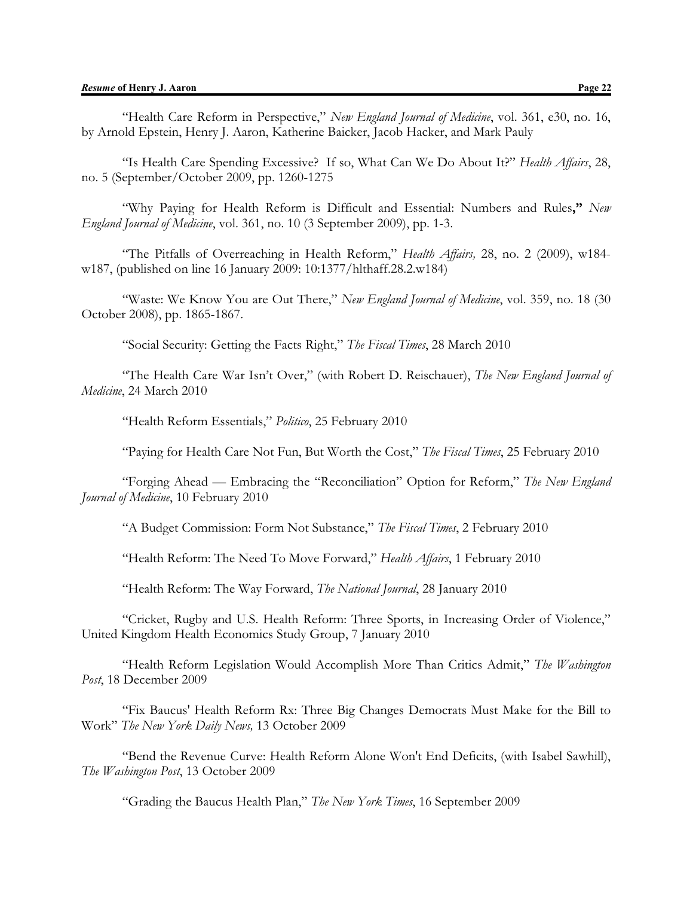"Health Care Reform in Perspective," *New England Journal of Medicine*, vol. 361, e30, no. 16, by Arnold Epstein, Henry J. Aaron, Katherine Baicker, Jacob Hacker, and Mark Pauly

"Is Health Care Spending Excessive? If so, What Can We Do About It?" *Health Affairs*, 28, no. 5 (September/October 2009, pp. 1260-1275

"Why Paying for Health Reform is Difficult and Essential: Numbers and Rules**,"** *New England Journal of Medicine*, vol. 361, no. 10 (3 September 2009), pp. 1-3.

"The Pitfalls of Overreaching in Health Reform," *Health Affairs,* 28, no. 2 (2009), w184-w187, (published on line 16 January 2009: 10:1377/hlthaff.28.2.w184)

"Waste: We Know You are Out There," *New England Journal of Medicine*, vol. 359, no. 18 (30 October 2008), pp. 1865-1867.

"Social Security: Getting the Facts Right," *The Fiscal Times*, 28 March 2010

"The Health Care War Isn't Over," (with Robert D. Reischauer), *The New England Journal of Medicine*, 24 March 2010

"Health Reform Essentials," *Politico*, 25 February 2010

"Paying for Health Care Not Fun, But Worth the Cost," *The Fiscal Times*, 25 February 2010

"Forging Ahead — Embracing the "Reconciliation" Option for Reform," *The New England Journal of Medicine*, 10 February 2010

"A Budget Commission: Form Not Substance," *The Fiscal Times*, 2 February 2010

"Health Reform: The Need To Move Forward," *Health Affairs*, 1 February 2010

"Health Reform: The Way Forward, *The National Journal*, 28 January 2010

"Cricket, Rugby and U.S. Health Reform: Three Sports, in Increasing Order of Violence," United Kingdom Health Economics Study Group, 7 January 2010

"Health Reform Legislation Would Accomplish More Than Critics Admit," *The Washington Post*, 18 December 2009

"Fix Baucus' Health Reform Rx: Three Big Changes Democrats Must Make for the Bill to Work" *The New York Daily News,* 13 October 2009

"Bend the Revenue Curve: Health Reform Alone Won't End Deficits, (with Isabel Sawhill), *The Washington Post*, 13 October 2009

"Grading the Baucus Health Plan," *The New York Times*, 16 September 2009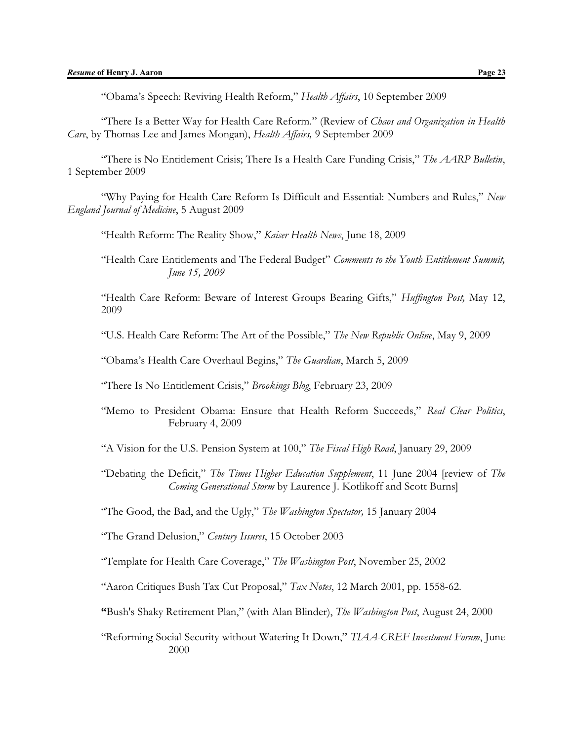"Obama's Speech: Reviving Health Reform," *Health Affairs*, 10 September 2009

"There Is a Better Way for Health Care Reform." (Review of *Chaos and Organization in Health Care*, by Thomas Lee and James Mongan), *Health Affairs,* 9 September 2009

"There is No Entitlement Crisis; There Is a Health Care Funding Crisis," *The AARP Bulletin*, 1 September 2009

"Why Paying for Health Care Reform Is Difficult and Essential: Numbers and Rules," *New England Journal of Medicine*, 5 August 2009

"Health Reform: The Reality Show," *Kaiser Health News*, June 18, 2009

"Health Care Entitlements and The Federal Budget" *Comments to the Youth Entitlement Summit, June 15, 2009*

"Health Care Reform: Beware of Interest Groups Bearing Gifts," *Huffington Post,* May 12, 2009

"U.S. Health Care Reform: The Art of the Possible," *The New Republic Online*, May 9, 2009

"Obama's Health Care Overhaul Begins," *The Guardian*, March 5, 2009

"There Is No Entitlement Crisis," *Brookings Blog*, February 23, 2009

"Memo to President Obama: Ensure that Health Reform Succeeds," *Real Clear Politics*, February 4, 2009

"A Vision for the U.S. Pension System at 100," *The Fiscal High Road*, January 29, 2009

"Debating the Deficit," *The Times Higher Education Supplement*, 11 June 2004 [review of *The Coming Generational Storm* by Laurence J. Kotlikoff and Scott Burns]

"The Good, the Bad, and the Ugly," *The Washington Spectator,* 15 January 2004

"The Grand Delusion," *Century Issures*, 15 October 2003

"Template for Health Care Coverage," *The Washington Post*, November 25, 2002

"Aaron Critiques Bush Tax Cut Proposal," *Tax Notes*, 12 March 2001, pp. 1558-62.

"Bush's Shaky Retirement Plan," (with Alan Blinder), *The Washington Post*, August 24, 2000

"Reforming Social Security without Watering It Down," *TIAA-CREF Investment Forum*, June 2000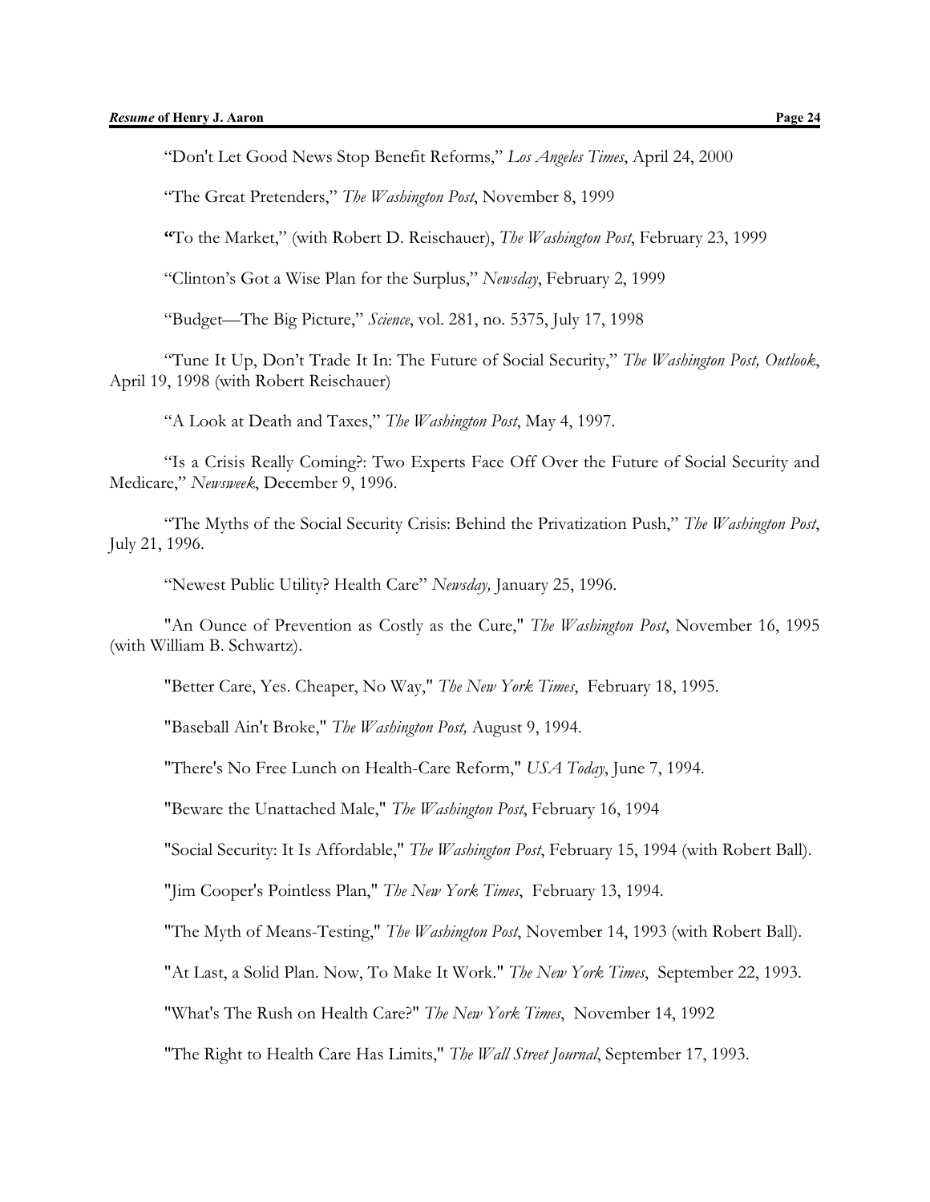"Don't Let Good News Stop Benefit Reforms," *Los Angeles Times*, April 24, 2000

"The Great Pretenders," *The Washington Post*, November 8, 1999

**"**To the Market," (with Robert D. Reischauer), *The Washington Post*, February 23, 1999

"Clinton's Got a Wise Plan for the Surplus," *Newsday*, February 2, 1999

"Budget—The Big Picture," *Science*, vol. 281, no. 5375, July 17, 1998

"Tune It Up, Don't Trade It In: The Future of Social Security," *The Washington Post, Outlook*, April 19, 1998 (with Robert Reischauer)

"A Look at Death and Taxes," *The Washington Post*, May 4, 1997.

"Is a Crisis Really Coming?: Two Experts Face Off Over the Future of Social Security and Medicare," *Newsweek*, December 9, 1996.

"The Myths of the Social Security Crisis: Behind the Privatization Push," *The Washington Post*, July 21, 1996.

"Newest Public Utility? Health Care" *Newsday,* January 25, 1996.

"An Ounce of Prevention as Costly as the Cure," *The Washington Post*, November 16, 1995 (with William B. Schwartz).

"Better Care, Yes. Cheaper, No Way," *The New York Times*, February 18, 1995.

"Baseball Ain't Broke," *The Washington Post,* August 9, 1994.

"There's No Free Lunch on Health-Care Reform," *USA Today*, June 7, 1994.

"Beware the Unattached Male," *The Washington Post*, February 16, 1994

"Social Security: It Is Affordable," *The Washington Post*, February 15, 1994 (with Robert Ball).

"Jim Cooper's Pointless Plan," *The New York Times*, February 13, 1994.

"The Myth of Means-Testing," *The Washington Post*, November 14, 1993 (with Robert Ball).

"At Last, a Solid Plan. Now, To Make It Work." *The New York Times*, September 22, 1993.

"What's The Rush on Health Care?" *The New York Times*, November 14, 1992

"The Right to Health Care Has Limits," *The Wall Street Journal*, September 17, 1993.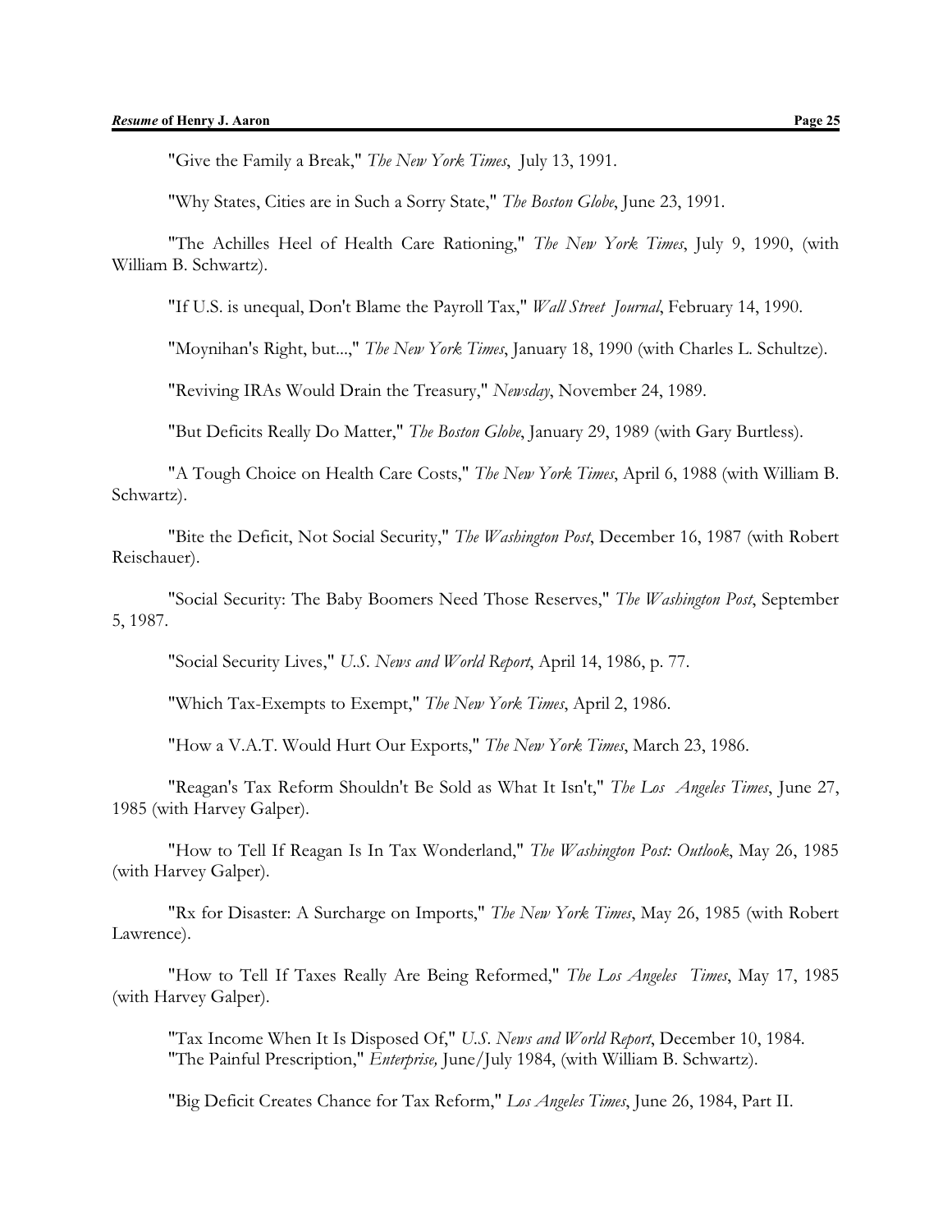"Give the Family a Break," *The New York Times*, July 13, 1991.

"Why States, Cities are in Such a Sorry State," *The Boston Globe*, June 23, 1991.

"The Achilles Heel of Health Care Rationing," *The New York Times*, July 9, 1990, (with William B. Schwartz).

"If U.S. is unequal, Don't Blame the Payroll Tax," *Wall Street Journal*, February 14, 1990.

"Moynihan's Right, but...," *The New York Times*, January 18, 1990 (with Charles L. Schultze).

"Reviving IRAs Would Drain the Treasury," *Newsday*, November 24, 1989.

"But Deficits Really Do Matter," *The Boston Globe*, January 29, 1989 (with Gary Burtless).

"A Tough Choice on Health Care Costs," *The New York Times*, April 6, 1988 (with William B. Schwartz).

"Bite the Deficit, Not Social Security," *The Washington Post*, December 16, 1987 (with Robert Reischauer).

"Social Security: The Baby Boomers Need Those Reserves," *The Washington Post*, September 5, 1987.

"Social Security Lives," *U.S. News and World Report*, April 14, 1986, p. 77.

"Which Tax-Exempts to Exempt," *The New York Times*, April 2, 1986.

"How a V.A.T. Would Hurt Our Exports," *The New York Times*, March 23, 1986.

"Reagan's Tax Reform Shouldn't Be Sold as What It Isn't," *The Los Angeles Times*, June 27, 1985 (with Harvey Galper).

"How to Tell If Reagan Is In Tax Wonderland," *The Washington Post: Outlook*, May 26, 1985 (with Harvey Galper).

"Rx for Disaster: A Surcharge on Imports," *The New York Times*, May 26, 1985 (with Robert Lawrence).

"How to Tell If Taxes Really Are Being Reformed," *The Los Angeles Times*, May 17, 1985 (with Harvey Galper).

"Tax Income When It Is Disposed Of," *U.S. News and World Report*, December 10, 1984.

"The Painful Prescription," *Enterprise,* June/July 1984, (with William B. Schwartz).

"Big Deficit Creates Chance for Tax Reform," *Los Angeles Times*, June 26, 1984, Part II.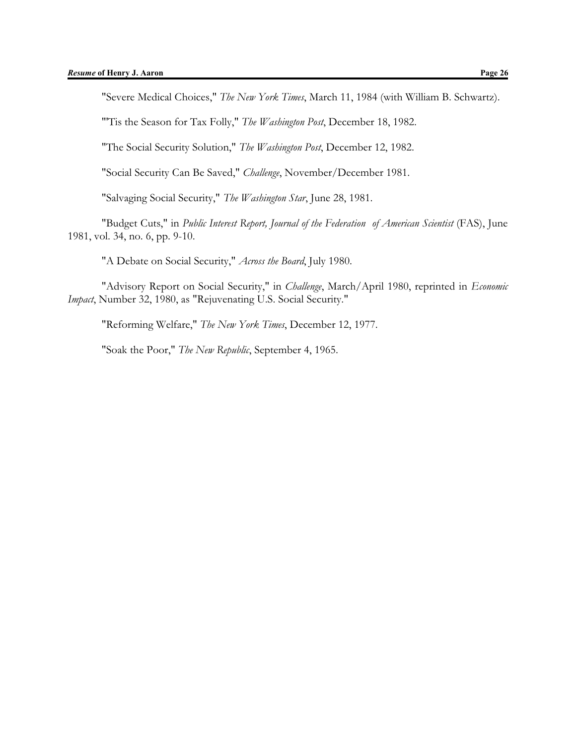"Severe Medical Choices," *The New York Times*, March 11, 1984 (with William B. Schwartz).

"'Tis the Season for Tax Folly," *The Washington Post*, December 18, 1982.

"The Social Security Solution," *The Washington Post*, December 12, 1982.

"Social Security Can Be Saved," *Challenge*, November/December 1981.

"Salvaging Social Security," *The Washington Star*, June 28, 1981.

"Budget Cuts," in *Public Interest Report, Journal of the Federation of American Scientist* (FAS), June 1981, vol. 34, no. 6, pp. 9-10.

"A Debate on Social Security," *Across the Board*, July 1980.

"Advisory Report on Social Security," in *Challenge*, March/April 1980, reprinted in *Economic Impact*, Number 32, 1980, as "Rejuvenating U.S. Social Security."

"Reforming Welfare," *The New York Times*, December 12, 1977.

"Soak the Poor," *The New Republic*, September 4, 1965.